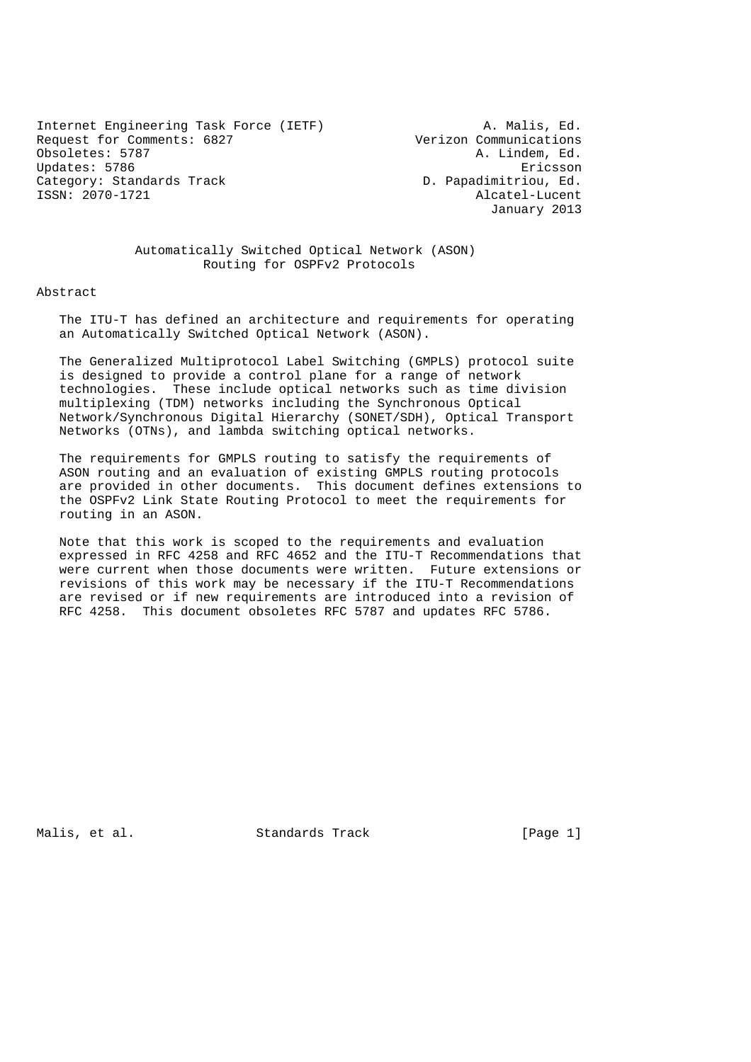Internet Engineering Task Force (IETF)  
Request for Comments: 6827  
Obsoletes: 5787  
Updates: 5786  
Category: Standards Track  
ISSN: 2070-1721

A. Malis, Ed.  
Verizon Communications  
A. Lindem, Ed.  
Ericsson  
D. Papadimitriou, Ed.  
Alcatel-Lucent  
January 2013

# Automatically Switched Optical Network (ASON) Routing for OSPFv2 Protocols

## Abstract

The ITU-T has defined an architecture and requirements for operating an Automatically Switched Optical Network (ASON).

The Generalized Multiprotocol Label Switching (GMPLS) protocol suite is designed to provide a control plane for a range of network technologies. These include optical networks such as time division multiplexing (TDM) networks including the Synchronous Optical Network/Synchronous Digital Hierarchy (SONET/SDH), Optical Transport Networks (OTNs), and lambda switching optical networks.

The requirements for GMPLS routing to satisfy the requirements of ASON routing and an evaluation of existing GMPLS routing protocols are provided in other documents. This document defines extensions to the OSPFv2 Link State Routing Protocol to meet the requirements for routing in an ASON.

Note that this work is scoped to the requirements and evaluation expressed in RFC 4258 and RFC 4652 and the ITU-T Recommendations that were current when those documents were written. Future extensions or revisions of this work may be necessary if the ITU-T Recommendations are revised or if new requirements are introduced into a revision of RFC 4258. This document obsoletes RFC 5787 and updates RFC 5786.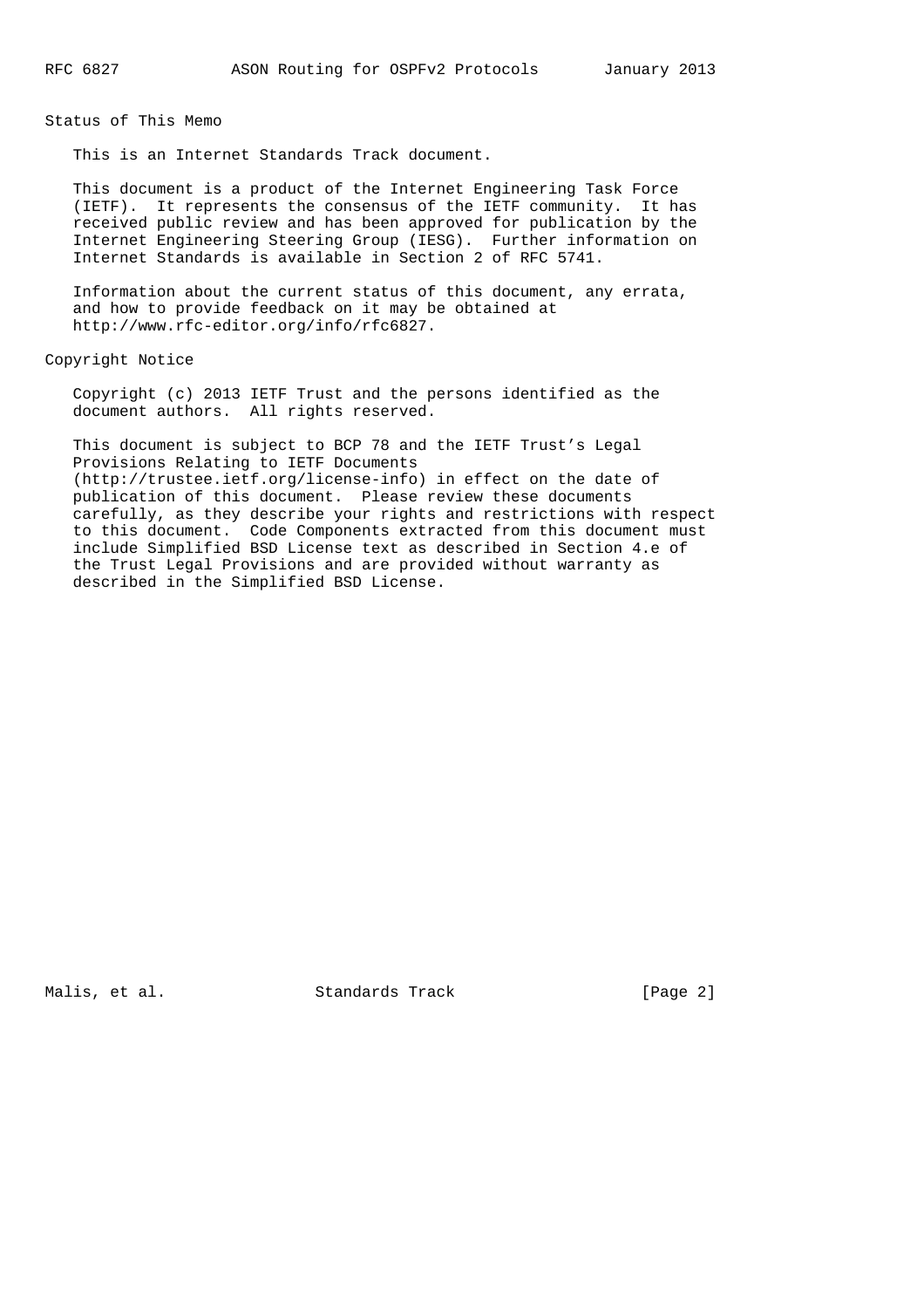## Status of This Memo

This is an Internet Standards Track document.

This document is a product of the Internet Engineering Task Force (IETF). It represents the consensus of the IETF community. It has received public review and has been approved for publication by the Internet Engineering Steering Group (IESG). Further information on Internet Standards is available in Section 2 of RFC 5741.

Information about the current status of this document, any errata, and how to provide feedback on it may be obtained at http://www.rfc-editor.org/info/rfc6827.

## Copyright Notice

Copyright (c) 2013 IETF Trust and the persons identified as the document authors. All rights reserved.

This document is subject to BCP 78 and the IETF Trust's Legal Provisions Relating to IETF Documents (http://trustee.ietf.org/license-info) in effect on the date of publication of this document. Please review these documents carefully, as they describe your rights and restrictions with respect to this document. Code Components extracted from this document must include Simplified BSD License text as described in Section 4.e of the Trust Legal Provisions and are provided without warranty as described in the Simplified BSD License.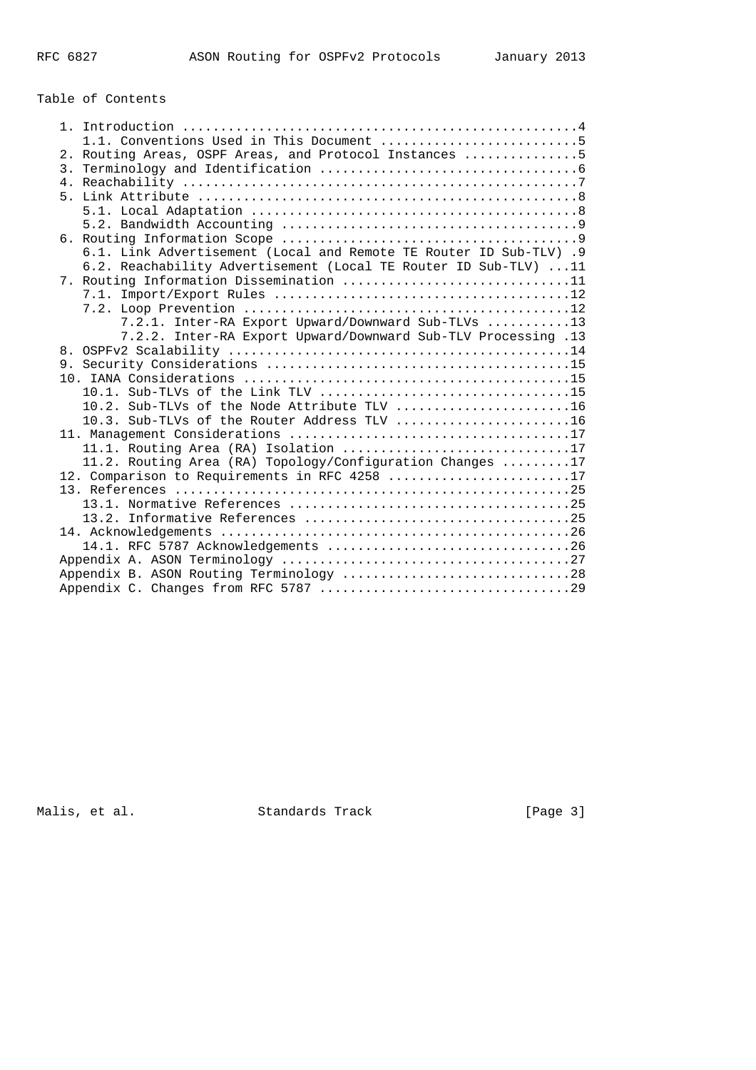Table of Contents

```
   1. Introduction ....................................................4
      1.1. Conventions Used in This Document ..........................5
   2. Routing Areas, OSPF Areas, and Protocol Instances ...............5
   3. Terminology and Identification ..................................6
   4. Reachability ....................................................7
   5. Link Attribute ..................................................8
      5.1. Local Adaptation ...........................................8
      5.2. Bandwidth Accounting .......................................9
   6. Routing Information Scope .......................................9
      6.1. Link Advertisement (Local and Remote TE Router ID Sub-TLV) .9
      6.2. Reachability Advertisement (Local TE Router ID Sub-TLV) ...11
   7. Routing Information Dissemination ..............................11
      7.1. Import/Export Rules .......................................12
      7.2. Loop Prevention ...........................................12
           7.2.1. Inter-RA Export Upward/Downward Sub-TLVs ...........13
           7.2.2. Inter-RA Export Upward/Downward Sub-TLV Processing .13
   8. OSPFv2 Scalability .............................................14
   9. Security Considerations ........................................15
   10. IANA Considerations ...........................................15
      10.1. Sub-TLVs of the Link TLV .................................15
      10.2. Sub-TLVs of the Node Attribute TLV .......................16
      10.3. Sub-TLVs of the Router Address TLV .......................16
   11. Management Considerations .....................................17
      11.1. Routing Area (RA) Isolation ..............................17
      11.2. Routing Area (RA) Topology/Configuration Changes .........17
   12. Comparison to Requirements in RFC 4258 ........................17
   13. References ....................................................25
      13.1. Normative References .....................................25
      13.2. Informative References ...................................25
   14. Acknowledgements ..............................................26
      14.1. RFC 5787 Acknowledgements ................................26
   Appendix A. ASON Terminology ......................................27
   Appendix B. ASON Routing Terminology ..............................28
   Appendix C. Changes from RFC 5787 .................................29
```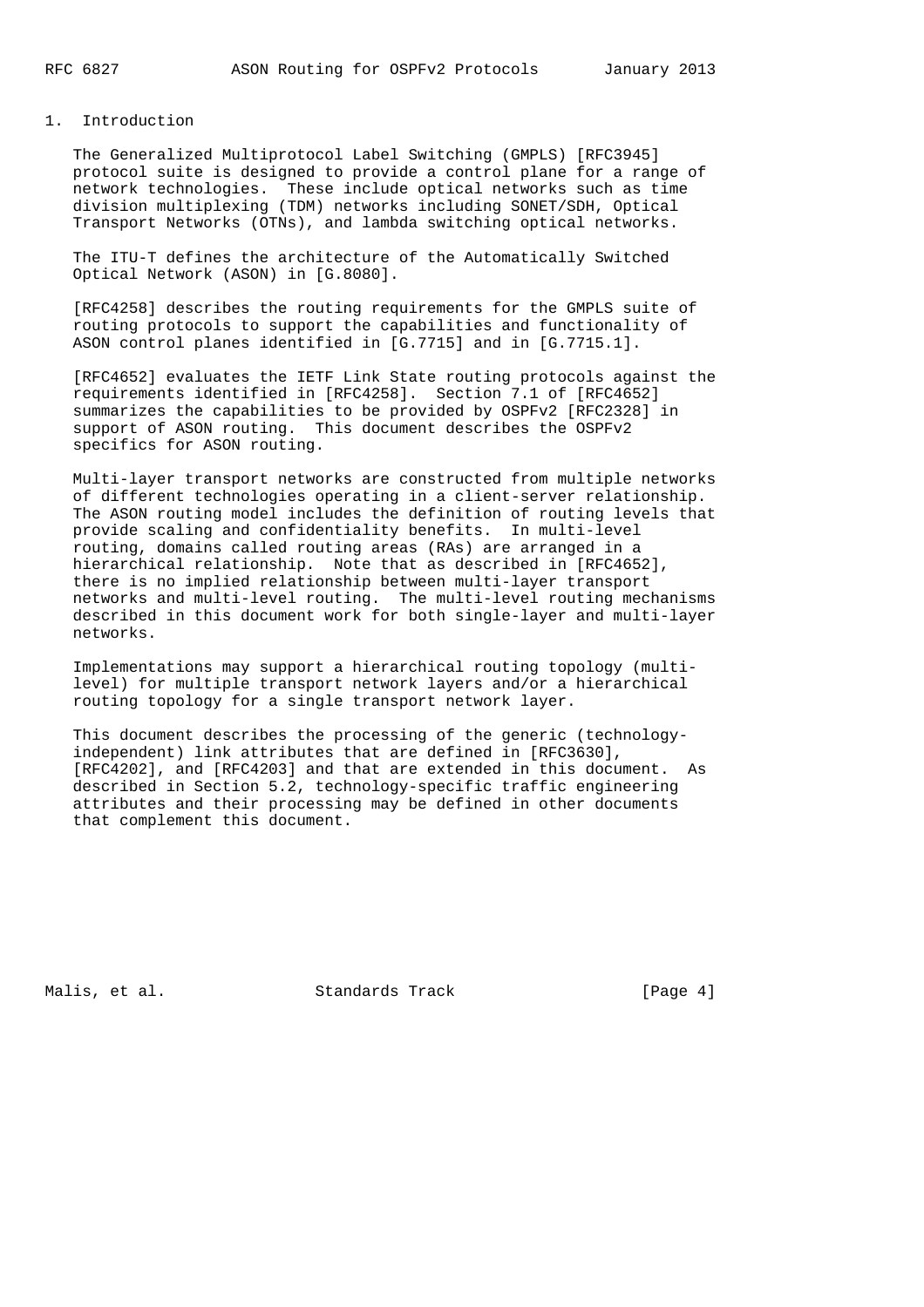## 1. Introduction

The Generalized Multiprotocol Label Switching (GMPLS) [RFC3945] protocol suite is designed to provide a control plane for a range of network technologies. These include optical networks such as time division multiplexing (TDM) networks including SONET/SDH, Optical Transport Networks (OTNs), and lambda switching optical networks.

The ITU-T defines the architecture of the Automatically Switched Optical Network (ASON) in [G.8080].

[RFC4258] describes the routing requirements for the GMPLS suite of routing protocols to support the capabilities and functionality of ASON control planes identified in [G.7715] and in [G.7715.1].

[RFC4652] evaluates the IETF Link State routing protocols against the requirements identified in [RFC4258]. Section 7.1 of [RFC4652] summarizes the capabilities to be provided by OSPFv2 [RFC2328] in support of ASON routing. This document describes the OSPFv2 specifics for ASON routing.

Multi-layer transport networks are constructed from multiple networks of different technologies operating in a client-server relationship. The ASON routing model includes the definition of routing levels that provide scaling and confidentiality benefits. In multi-level routing, domains called routing areas (RAs) are arranged in a hierarchical relationship. Note that as described in [RFC4652], there is no implied relationship between multi-layer transport networks and multi-level routing. The multi-level routing mechanisms described in this document work for both single-layer and multi-layer networks.

Implementations may support a hierarchical routing topology (multi-level) for multiple transport network layers and/or a hierarchical routing topology for a single transport network layer.

This document describes the processing of the generic (technology-independent) link attributes that are defined in [RFC3630], [RFC4202], and [RFC4203] and that are extended in this document. As described in Section 5.2, technology-specific traffic engineering attributes and their processing may be defined in other documents that complement this document.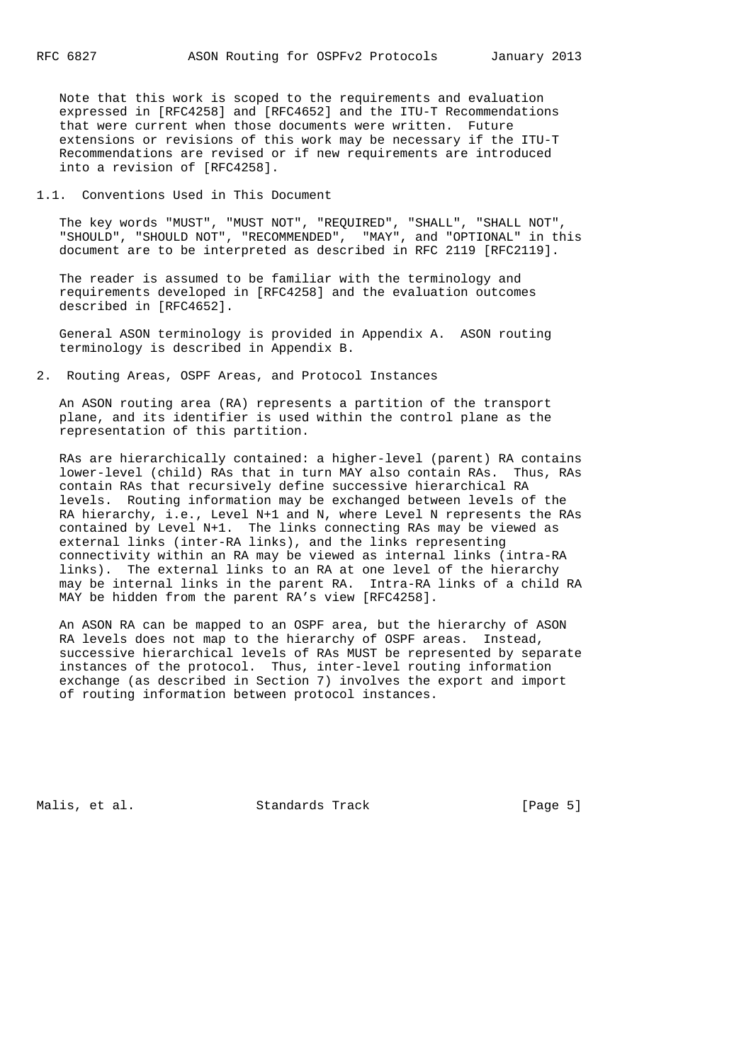Note that this work is scoped to the requirements and evaluation expressed in [RFC4258] and [RFC4652] and the ITU-T Recommendations that were current when those documents were written. Future extensions or revisions of this work may be necessary if the ITU-T Recommendations are revised or if new requirements are introduced into a revision of [RFC4258].

### 1.1. Conventions Used in This Document

The key words "MUST", "MUST NOT", "REQUIRED", "SHALL", "SHALL NOT", "SHOULD", "SHOULD NOT", "RECOMMENDED", "MAY", and "OPTIONAL" in this document are to be interpreted as described in RFC 2119 [RFC2119].

The reader is assumed to be familiar with the terminology and requirements developed in [RFC4258] and the evaluation outcomes described in [RFC4652].

General ASON terminology is provided in Appendix A. ASON routing terminology is described in Appendix B.

## 2. Routing Areas, OSPF Areas, and Protocol Instances

An ASON routing area (RA) represents a partition of the transport plane, and its identifier is used within the control plane as the representation of this partition.

RAs are hierarchically contained: a higher-level (parent) RA contains lower-level (child) RAs that in turn MAY also contain RAs. Thus, RAs contain RAs that recursively define successive hierarchical RA levels. Routing information may be exchanged between levels of the RA hierarchy, i.e., Level N+1 and N, where Level N represents the RAs contained by Level N+1. The links connecting RAs may be viewed as external links (inter-RA links), and the links representing connectivity within an RA may be viewed as internal links (intra-RA links). The external links to an RA at one level of the hierarchy may be internal links in the parent RA. Intra-RA links of a child RA MAY be hidden from the parent RA's view [RFC4258].

An ASON RA can be mapped to an OSPF area, but the hierarchy of ASON RA levels does not map to the hierarchy of OSPF areas. Instead, successive hierarchical levels of RAs MUST be represented by separate instances of the protocol. Thus, inter-level routing information exchange (as described in Section 7) involves the export and import of routing information between protocol instances.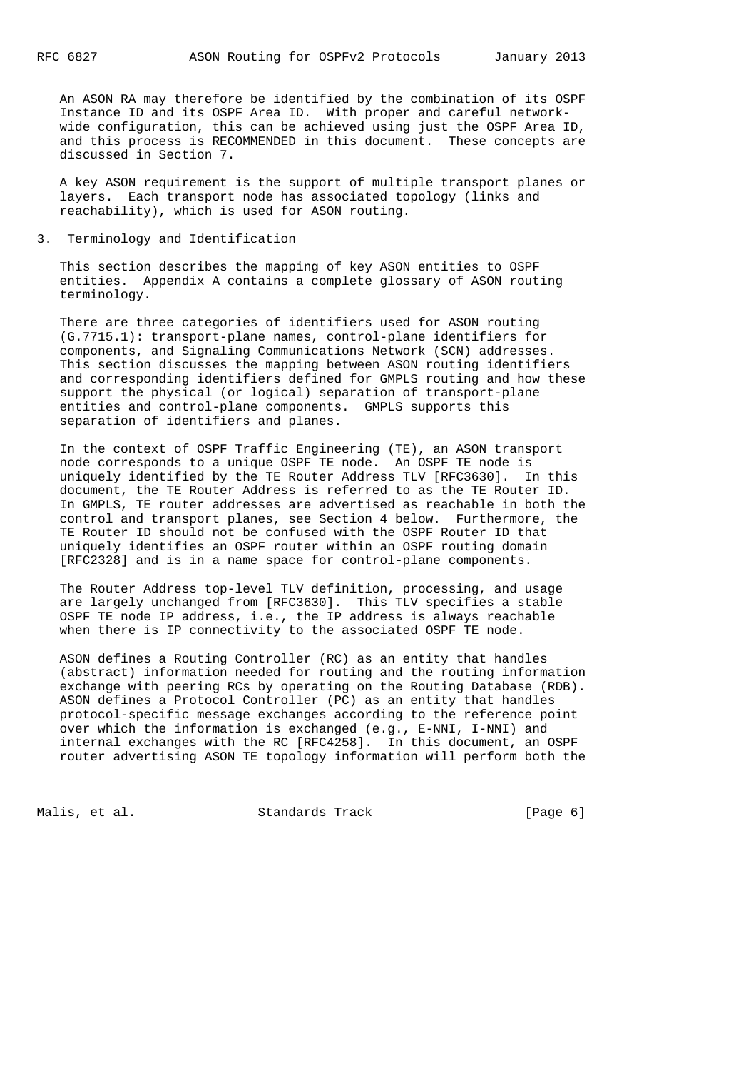An ASON RA may therefore be identified by the combination of its OSPF Instance ID and its OSPF Area ID. With proper and careful network-wide configuration, this can be achieved using just the OSPF Area ID, and this process is RECOMMENDED in this document. These concepts are discussed in Section 7.

A key ASON requirement is the support of multiple transport planes or layers. Each transport node has associated topology (links and reachability), which is used for ASON routing.

## 3. Terminology and Identification

This section describes the mapping of key ASON entities to OSPF entities. Appendix A contains a complete glossary of ASON routing terminology.

There are three categories of identifiers used for ASON routing (G.7715.1): transport-plane names, control-plane identifiers for components, and Signaling Communications Network (SCN) addresses. This section discusses the mapping between ASON routing identifiers and corresponding identifiers defined for GMPLS routing and how these support the physical (or logical) separation of transport-plane entities and control-plane components. GMPLS supports this separation of identifiers and planes.

In the context of OSPF Traffic Engineering (TE), an ASON transport node corresponds to a unique OSPF TE node. An OSPF TE node is uniquely identified by the TE Router Address TLV [RFC3630]. In this document, the TE Router Address is referred to as the TE Router ID. In GMPLS, TE router addresses are advertised as reachable in both the control and transport planes, see Section 4 below. Furthermore, the TE Router ID should not be confused with the OSPF Router ID that uniquely identifies an OSPF router within an OSPF routing domain [RFC2328] and is in a name space for control-plane components.

The Router Address top-level TLV definition, processing, and usage are largely unchanged from [RFC3630]. This TLV specifies a stable OSPF TE node IP address, i.e., the IP address is always reachable when there is IP connectivity to the associated OSPF TE node.

ASON defines a Routing Controller (RC) as an entity that handles (abstract) information needed for routing and the routing information exchange with peering RCs by operating on the Routing Database (RDB). ASON defines a Protocol Controller (PC) as an entity that handles protocol-specific message exchanges according to the reference point over which the information is exchanged (e.g., E-NNI, I-NNI) and internal exchanges with the RC [RFC4258]. In this document, an OSPF router advertising ASON TE topology information will perform both the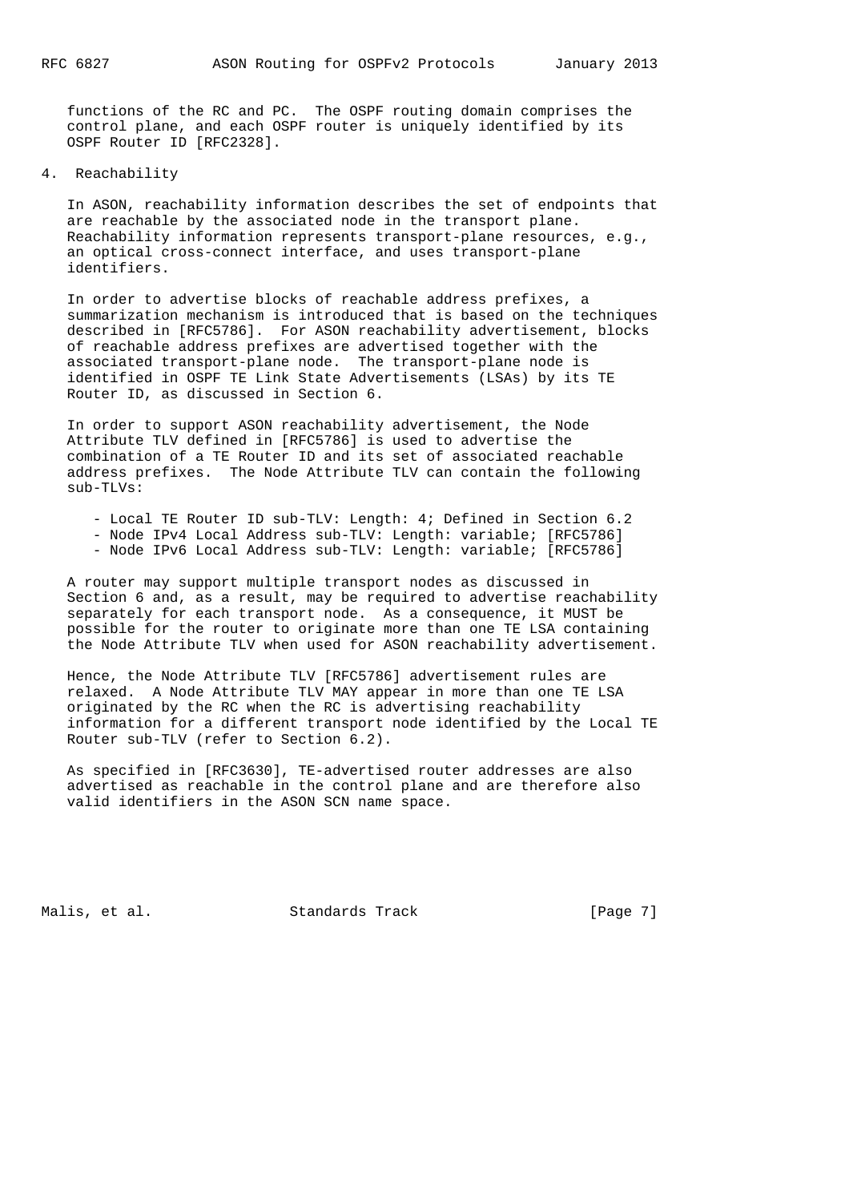functions of the RC and PC. The OSPF routing domain comprises the control plane, and each OSPF router is uniquely identified by its OSPF Router ID [RFC2328].

## 4. Reachability

In ASON, reachability information describes the set of endpoints that are reachable by the associated node in the transport plane. Reachability information represents transport-plane resources, e.g., an optical cross-connect interface, and uses transport-plane identifiers.

In order to advertise blocks of reachable address prefixes, a summarization mechanism is introduced that is based on the techniques described in [RFC5786]. For ASON reachability advertisement, blocks of reachable address prefixes are advertised together with the associated transport-plane node. The transport-plane node is identified in OSPF TE Link State Advertisements (LSAs) by its TE Router ID, as discussed in Section 6.

In order to support ASON reachability advertisement, the Node Attribute TLV defined in [RFC5786] is used to advertise the combination of a TE Router ID and its set of associated reachable address prefixes. The Node Attribute TLV can contain the following sub-TLVs:

- Local TE Router ID sub-TLV: Length: 4; Defined in Section 6.2
- Node IPv4 Local Address sub-TLV: Length: variable; [RFC5786]
- Node IPv6 Local Address sub-TLV: Length: variable; [RFC5786]

A router may support multiple transport nodes as discussed in Section 6 and, as a result, may be required to advertise reachability separately for each transport node. As a consequence, it MUST be possible for the router to originate more than one TE LSA containing the Node Attribute TLV when used for ASON reachability advertisement.

Hence, the Node Attribute TLV [RFC5786] advertisement rules are relaxed. A Node Attribute TLV MAY appear in more than one TE LSA originated by the RC when the RC is advertising reachability information for a different transport node identified by the Local TE Router sub-TLV (refer to Section 6.2).

As specified in [RFC3630], TE-advertised router addresses are also advertised as reachable in the control plane and are therefore also valid identifiers in the ASON SCN name space.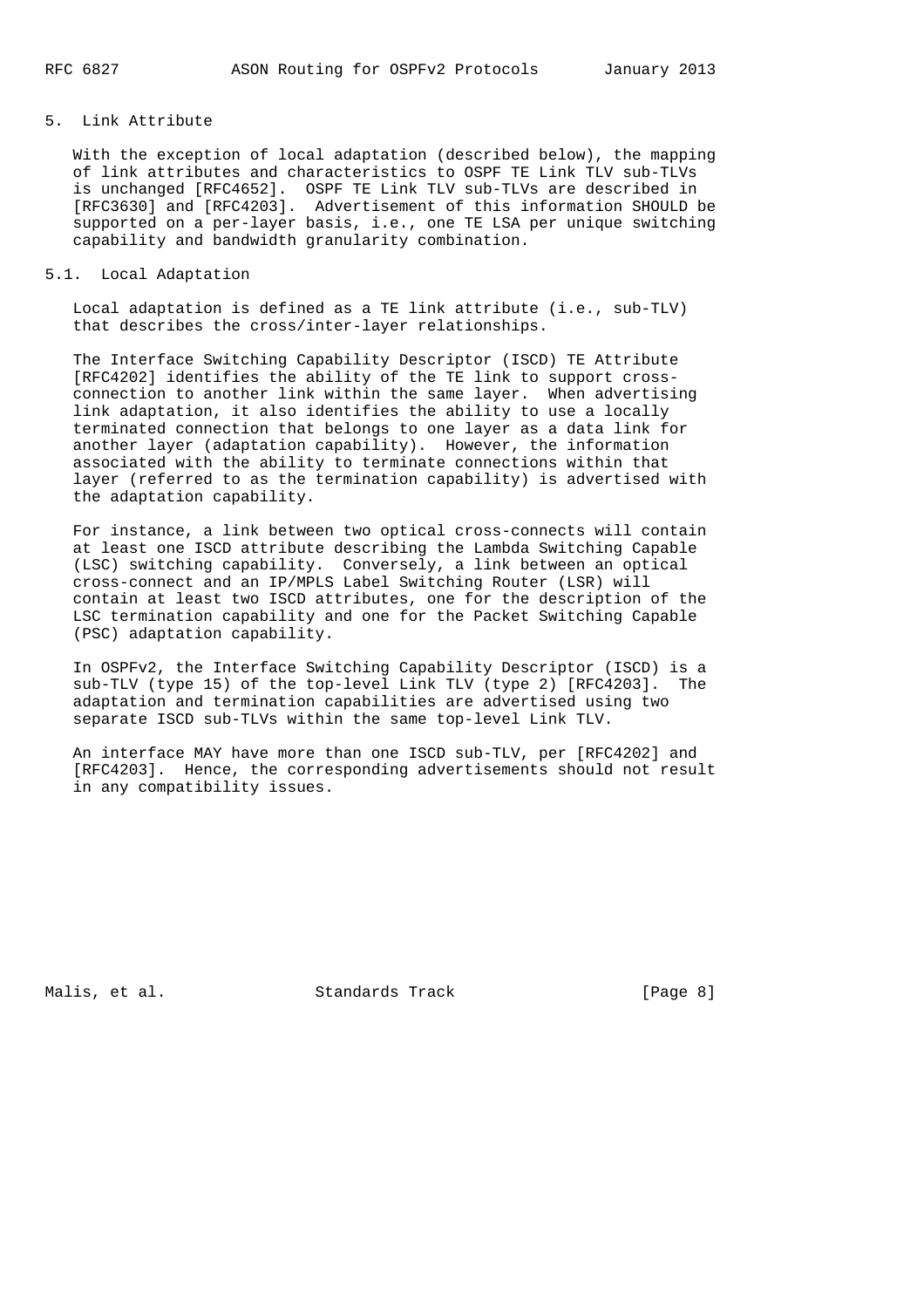## 5. Link Attribute

With the exception of local adaptation (described below), the mapping of link attributes and characteristics to OSPF TE Link TLV sub-TLVs is unchanged [RFC4652]. OSPF TE Link TLV sub-TLVs are described in [RFC3630] and [RFC4203]. Advertisement of this information SHOULD be supported on a per-layer basis, i.e., one TE LSA per unique switching capability and bandwidth granularity combination.

### 5.1. Local Adaptation

Local adaptation is defined as a TE link attribute (i.e., sub-TLV) that describes the cross/inter-layer relationships.

The Interface Switching Capability Descriptor (ISCD) TE Attribute [RFC4202] identifies the ability of the TE link to support cross-connection to another link within the same layer. When advertising link adaptation, it also identifies the ability to use a locally terminated connection that belongs to one layer as a data link for another layer (adaptation capability). However, the information associated with the ability to terminate connections within that layer (referred to as the termination capability) is advertised with the adaptation capability.

For instance, a link between two optical cross-connects will contain at least one ISCD attribute describing the Lambda Switching Capable (LSC) switching capability. Conversely, a link between an optical cross-connect and an IP/MPLS Label Switching Router (LSR) will contain at least two ISCD attributes, one for the description of the LSC termination capability and one for the Packet Switching Capable (PSC) adaptation capability.

In OSPFv2, the Interface Switching Capability Descriptor (ISCD) is a sub-TLV (type 15) of the top-level Link TLV (type 2) [RFC4203]. The adaptation and termination capabilities are advertised using two separate ISCD sub-TLVs within the same top-level Link TLV.

An interface MAY have more than one ISCD sub-TLV, per [RFC4202] and [RFC4203]. Hence, the corresponding advertisements should not result in any compatibility issues.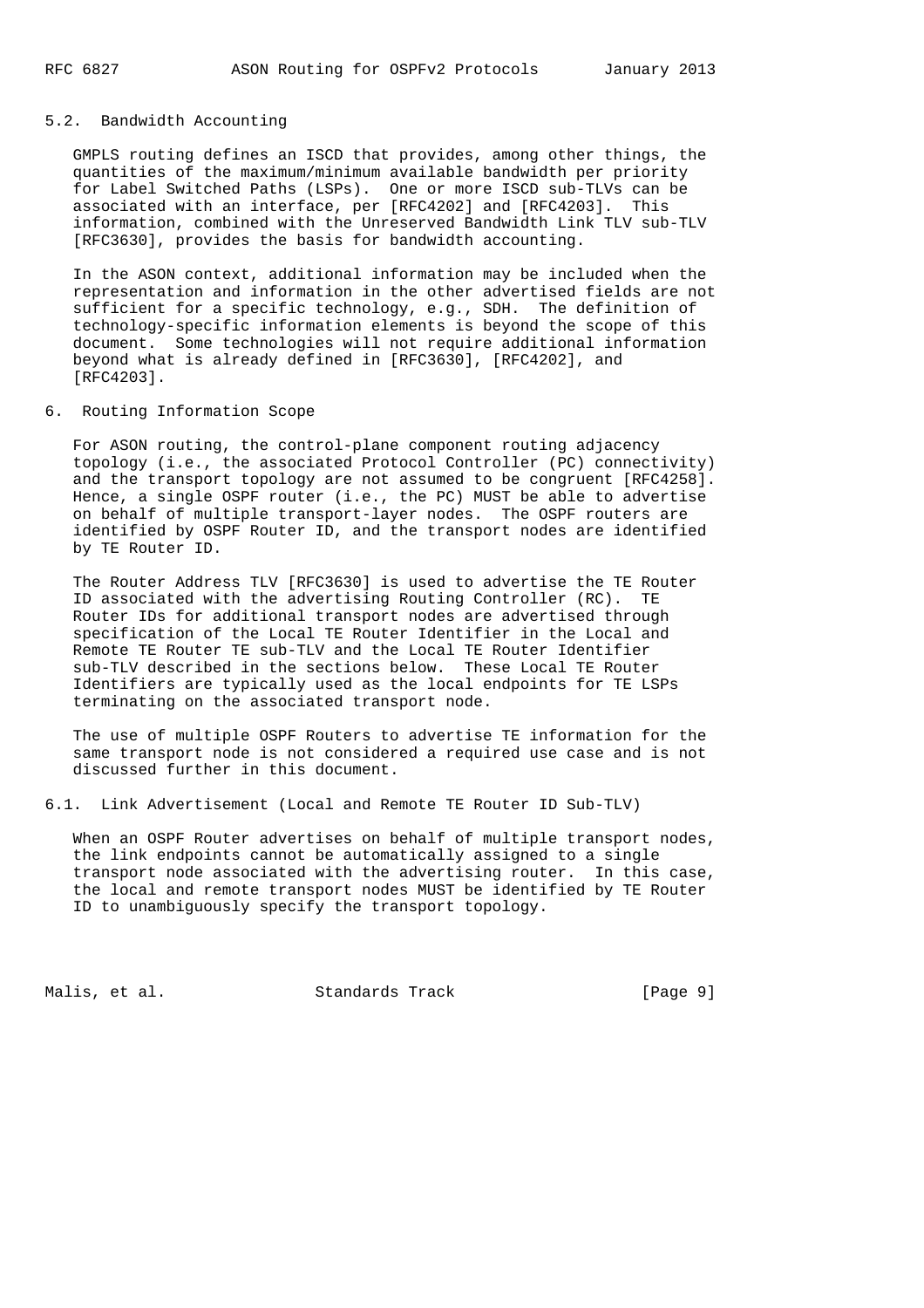### 5.2. Bandwidth Accounting

GMPLS routing defines an ISCD that provides, among other things, the quantities of the maximum/minimum available bandwidth per priority for Label Switched Paths (LSPs). One or more ISCD sub-TLVs can be associated with an interface, per [RFC4202] and [RFC4203]. This information, combined with the Unreserved Bandwidth Link TLV sub-TLV [RFC3630], provides the basis for bandwidth accounting.

In the ASON context, additional information may be included when the representation and information in the other advertised fields are not sufficient for a specific technology, e.g., SDH. The definition of technology-specific information elements is beyond the scope of this document. Some technologies will not require additional information beyond what is already defined in [RFC3630], [RFC4202], and [RFC4203].

## 6. Routing Information Scope

For ASON routing, the control-plane component routing adjacency topology (i.e., the associated Protocol Controller (PC) connectivity) and the transport topology are not assumed to be congruent [RFC4258]. Hence, a single OSPF router (i.e., the PC) MUST be able to advertise on behalf of multiple transport-layer nodes. The OSPF routers are identified by OSPF Router ID, and the transport nodes are identified by TE Router ID.

The Router Address TLV [RFC3630] is used to advertise the TE Router ID associated with the advertising Routing Controller (RC). TE Router IDs for additional transport nodes are advertised through specification of the Local TE Router Identifier in the Local and Remote TE Router TE sub-TLV and the Local TE Router Identifier sub-TLV described in the sections below. These Local TE Router Identifiers are typically used as the local endpoints for TE LSPs terminating on the associated transport node.

The use of multiple OSPF Routers to advertise TE information for the same transport node is not considered a required use case and is not discussed further in this document.

### 6.1. Link Advertisement (Local and Remote TE Router ID Sub-TLV)

When an OSPF Router advertises on behalf of multiple transport nodes, the link endpoints cannot be automatically assigned to a single transport node associated with the advertising router. In this case, the local and remote transport nodes MUST be identified by TE Router ID to unambiguously specify the transport topology.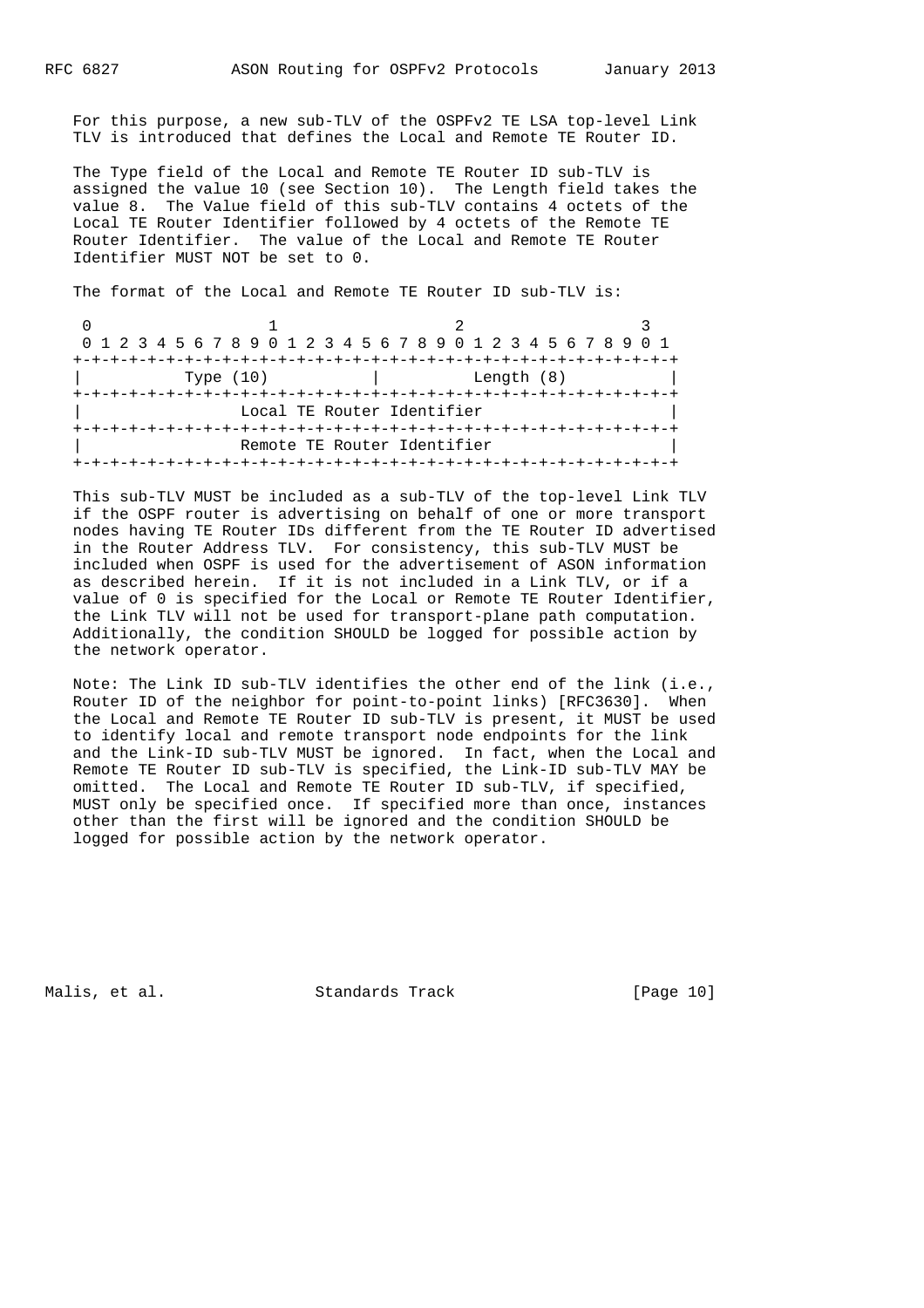For this purpose, a new sub-TLV of the OSPFv2 TE LSA top-level Link TLV is introduced that defines the Local and Remote TE Router ID.

The Type field of the Local and Remote TE Router ID sub-TLV is assigned the value 10 (see Section 10). The Length field takes the value 8. The Value field of this sub-TLV contains 4 octets of the Local TE Router Identifier followed by 4 octets of the Remote TE Router Identifier. The value of the Local and Remote TE Router Identifier MUST NOT be set to 0.

The format of the Local and Remote TE Router ID sub-TLV is:

```
 0                   1                   2                   3
 0 1 2 3 4 5 6 7 8 9 0 1 2 3 4 5 6 7 8 9 0 1 2 3 4 5 6 7 8 9 0 1
+-+-+-+-+-+-+-+-+-+-+-+-+-+-+-+-+-+-+-+-+-+-+-+-+-+-+-+-+-+-+-+-+
|           Type (10)           |          Length (8)           |
+-+-+-+-+-+-+-+-+-+-+-+-+-+-+-+-+-+-+-+-+-+-+-+-+-+-+-+-+-+-+-+-+
|                  Local TE Router Identifier                   |
+-+-+-+-+-+-+-+-+-+-+-+-+-+-+-+-+-+-+-+-+-+-+-+-+-+-+-+-+-+-+-+-+
|                 Remote TE Router Identifier                   |
+-+-+-+-+-+-+-+-+-+-+-+-+-+-+-+-+-+-+-+-+-+-+-+-+-+-+-+-+-+-+-+-+
```

This sub-TLV MUST be included as a sub-TLV of the top-level Link TLV if the OSPF router is advertising on behalf of one or more transport nodes having TE Router IDs different from the TE Router ID advertised in the Router Address TLV. For consistency, this sub-TLV MUST be included when OSPF is used for the advertisement of ASON information as described herein. If it is not included in a Link TLV, or if a value of 0 is specified for the Local or Remote TE Router Identifier, the Link TLV will not be used for transport-plane path computation. Additionally, the condition SHOULD be logged for possible action by the network operator.

Note: The Link ID sub-TLV identifies the other end of the link (i.e., Router ID of the neighbor for point-to-point links) [RFC3630]. When the Local and Remote TE Router ID sub-TLV is present, it MUST be used to identify local and remote transport node endpoints for the link and the Link-ID sub-TLV MUST be ignored. In fact, when the Local and Remote TE Router ID sub-TLV is specified, the Link-ID sub-TLV MAY be omitted. The Local and Remote TE Router ID sub-TLV, if specified, MUST only be specified once. If specified more than once, instances other than the first will be ignored and the condition SHOULD be logged for possible action by the network operator.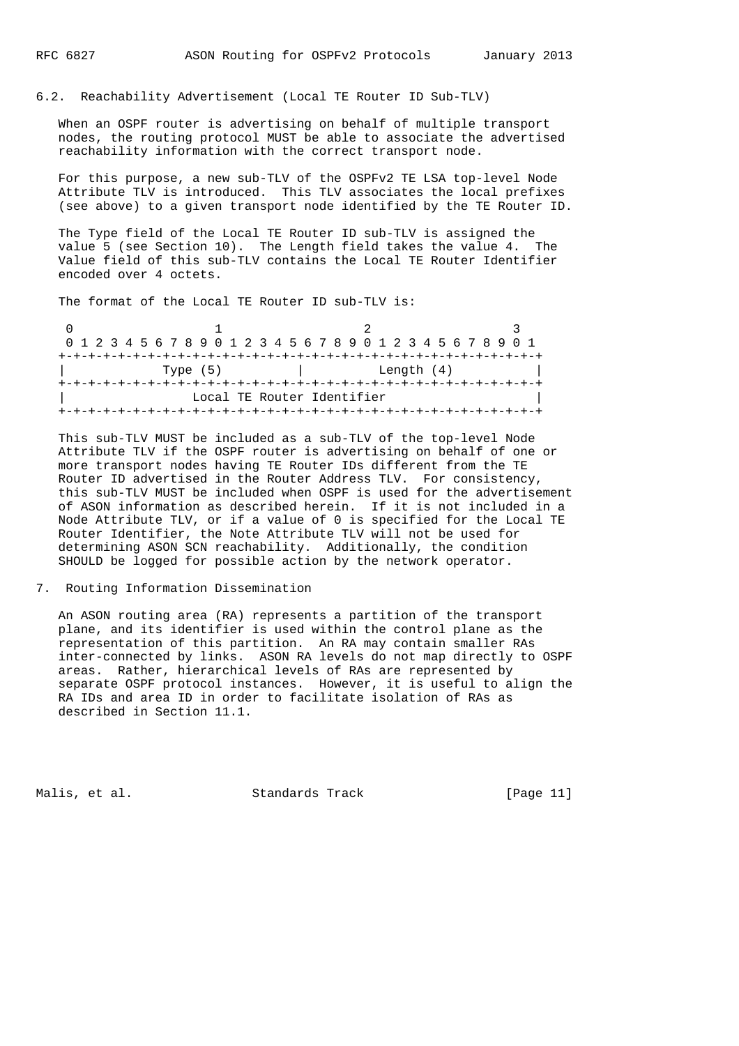### 6.2. Reachability Advertisement (Local TE Router ID Sub-TLV)

When an OSPF router is advertising on behalf of multiple transport nodes, the routing protocol MUST be able to associate the advertised reachability information with the correct transport node.

For this purpose, a new sub-TLV of the OSPFv2 TE LSA top-level Node Attribute TLV is introduced. This TLV associates the local prefixes (see above) to a given transport node identified by the TE Router ID.

The Type field of the Local TE Router ID sub-TLV is assigned the value 5 (see Section 10). The Length field takes the value 4. The Value field of this sub-TLV contains the Local TE Router Identifier encoded over 4 octets.

The format of the Local TE Router ID sub-TLV is:

```
 0                   1                   2                   3
 0 1 2 3 4 5 6 7 8 9 0 1 2 3 4 5 6 7 8 9 0 1 2 3 4 5 6 7 8 9 0 1
+-+-+-+-+-+-+-+-+-+-+-+-+-+-+-+-+-+-+-+-+-+-+-+-+-+-+-+-+-+-+-+-+
|            Type (5)           |          Length (4)           |
+-+-+-+-+-+-+-+-+-+-+-+-+-+-+-+-+-+-+-+-+-+-+-+-+-+-+-+-+-+-+-+-+
|                 Local TE Router Identifier                    |
+-+-+-+-+-+-+-+-+-+-+-+-+-+-+-+-+-+-+-+-+-+-+-+-+-+-+-+-+-+-+-+-+
```

This sub-TLV MUST be included as a sub-TLV of the top-level Node Attribute TLV if the OSPF router is advertising on behalf of one or more transport nodes having TE Router IDs different from the TE Router ID advertised in the Router Address TLV. For consistency, this sub-TLV MUST be included when OSPF is used for the advertisement of ASON information as described herein. If it is not included in a Node Attribute TLV, or if a value of 0 is specified for the Local TE Router Identifier, the Note Attribute TLV will not be used for determining ASON SCN reachability. Additionally, the condition SHOULD be logged for possible action by the network operator.

## 7. Routing Information Dissemination

An ASON routing area (RA) represents a partition of the transport plane, and its identifier is used within the control plane as the representation of this partition. An RA may contain smaller RAs inter-connected by links. ASON RA levels do not map directly to OSPF areas. Rather, hierarchical levels of RAs are represented by separate OSPF protocol instances. However, it is useful to align the RA IDs and area ID in order to facilitate isolation of RAs as described in Section 11.1.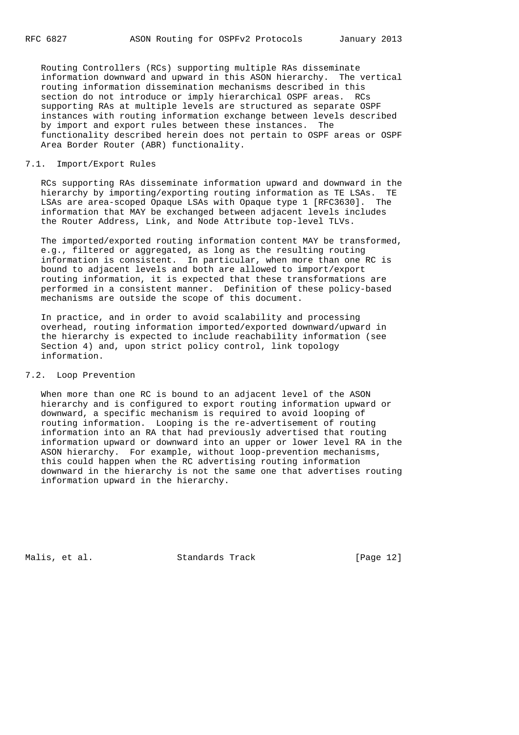Routing Controllers (RCs) supporting multiple RAs disseminate information downward and upward in this ASON hierarchy. The vertical routing information dissemination mechanisms described in this section do not introduce or imply hierarchical OSPF areas. RCs supporting RAs at multiple levels are structured as separate OSPF instances with routing information exchange between levels described by import and export rules between these instances. The functionality described herein does not pertain to OSPF areas or OSPF Area Border Router (ABR) functionality.

## 7.1. Import/Export Rules

RCs supporting RAs disseminate information upward and downward in the hierarchy by importing/exporting routing information as TE LSAs. TE LSAs are area-scoped Opaque LSAs with Opaque type 1 [RFC3630]. The information that MAY be exchanged between adjacent levels includes the Router Address, Link, and Node Attribute top-level TLVs.

The imported/exported routing information content MAY be transformed, e.g., filtered or aggregated, as long as the resulting routing information is consistent. In particular, when more than one RC is bound to adjacent levels and both are allowed to import/export routing information, it is expected that these transformations are performed in a consistent manner. Definition of these policy-based mechanisms are outside the scope of this document.

In practice, and in order to avoid scalability and processing overhead, routing information imported/exported downward/upward in the hierarchy is expected to include reachability information (see Section 4) and, upon strict policy control, link topology information.

## 7.2. Loop Prevention

When more than one RC is bound to an adjacent level of the ASON hierarchy and is configured to export routing information upward or downward, a specific mechanism is required to avoid looping of routing information. Looping is the re-advertisement of routing information into an RA that had previously advertised that routing information upward or downward into an upper or lower level RA in the ASON hierarchy. For example, without loop-prevention mechanisms, this could happen when the RC advertising routing information downward in the hierarchy is not the same one that advertises routing information upward in the hierarchy.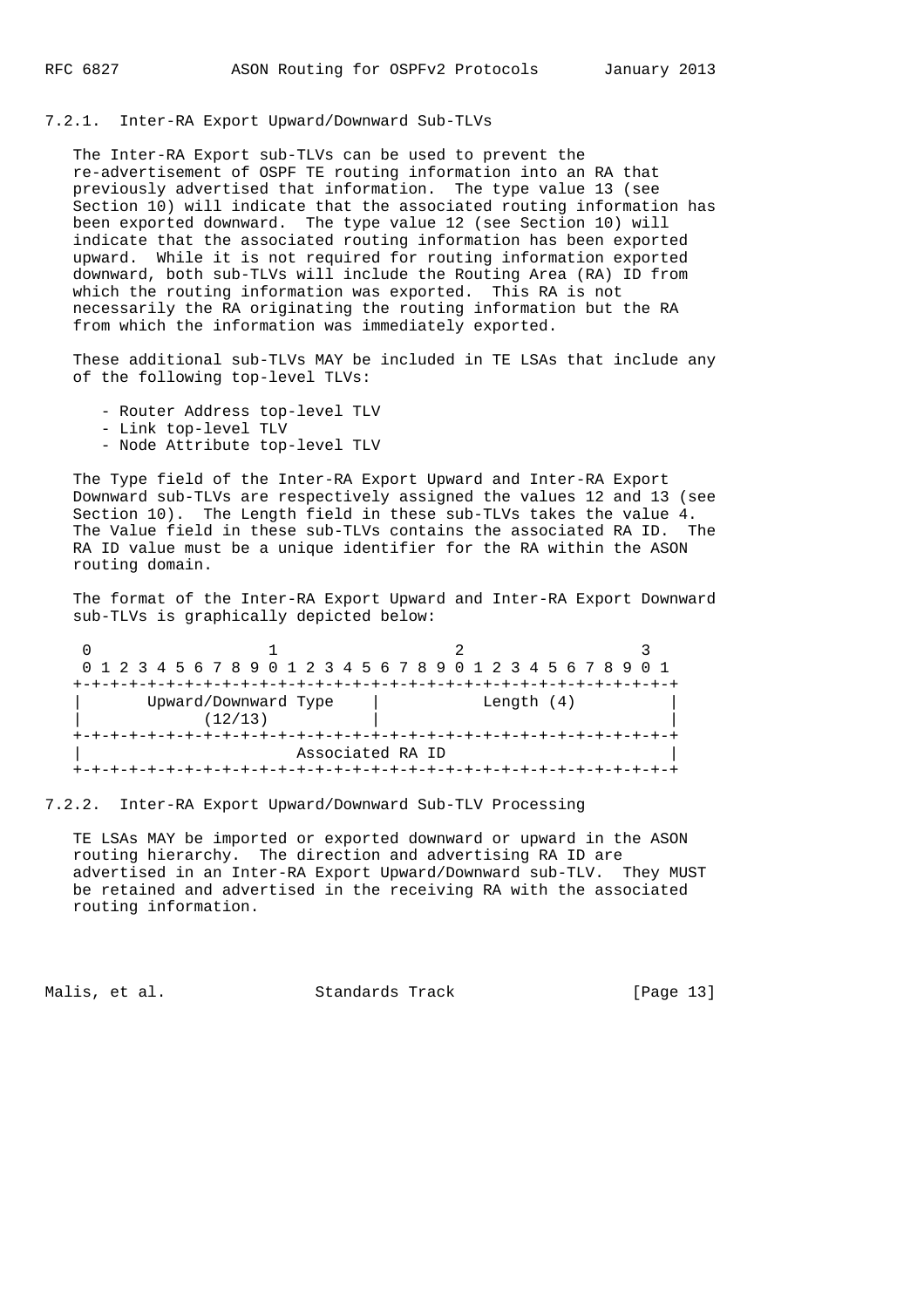### 7.2.1. Inter-RA Export Upward/Downward Sub-TLVs

The Inter-RA Export sub-TLVs can be used to prevent the re-advertisement of OSPF TE routing information into an RA that previously advertised that information. The type value 13 (see Section 10) will indicate that the associated routing information has been exported downward. The type value 12 (see Section 10) will indicate that the associated routing information has been exported upward. While it is not required for routing information exported downward, both sub-TLVs will include the Routing Area (RA) ID from which the routing information was exported. This RA is not necessarily the RA originating the routing information but the RA from which the information was immediately exported.

These additional sub-TLVs MAY be included in TE LSAs that include any of the following top-level TLVs:

- Router Address top-level TLV
- Link top-level TLV
- Node Attribute top-level TLV

The Type field of the Inter-RA Export Upward and Inter-RA Export Downward sub-TLVs are respectively assigned the values 12 and 13 (see Section 10). The Length field in these sub-TLVs takes the value 4. The Value field in these sub-TLVs contains the associated RA ID. The RA ID value must be a unique identifier for the RA within the ASON routing domain.

The format of the Inter-RA Export Upward and Inter-RA Export Downward sub-TLVs is graphically depicted below:

```
 0                   1                   2                   3
 0 1 2 3 4 5 6 7 8 9 0 1 2 3 4 5 6 7 8 9 0 1 2 3 4 5 6 7 8 9 0 1
+-+-+-+-+-+-+-+-+-+-+-+-+-+-+-+-+-+-+-+-+-+-+-+-+-+-+-+-+-+-+-+-+
|      Upward/Downward Type     |           Length (4)          |
|            (12/13)            |                               |
+-+-+-+-+-+-+-+-+-+-+-+-+-+-+-+-+-+-+-+-+-+-+-+-+-+-+-+-+-+-+-+-+
|                        Associated RA ID                       |
+-+-+-+-+-+-+-+-+-+-+-+-+-+-+-+-+-+-+-+-+-+-+-+-+-+-+-+-+-+-+-+-+
```

### 7.2.2. Inter-RA Export Upward/Downward Sub-TLV Processing

TE LSAs MAY be imported or exported downward or upward in the ASON routing hierarchy. The direction and advertising RA ID are advertised in an Inter-RA Export Upward/Downward sub-TLV. They MUST be retained and advertised in the receiving RA with the associated routing information.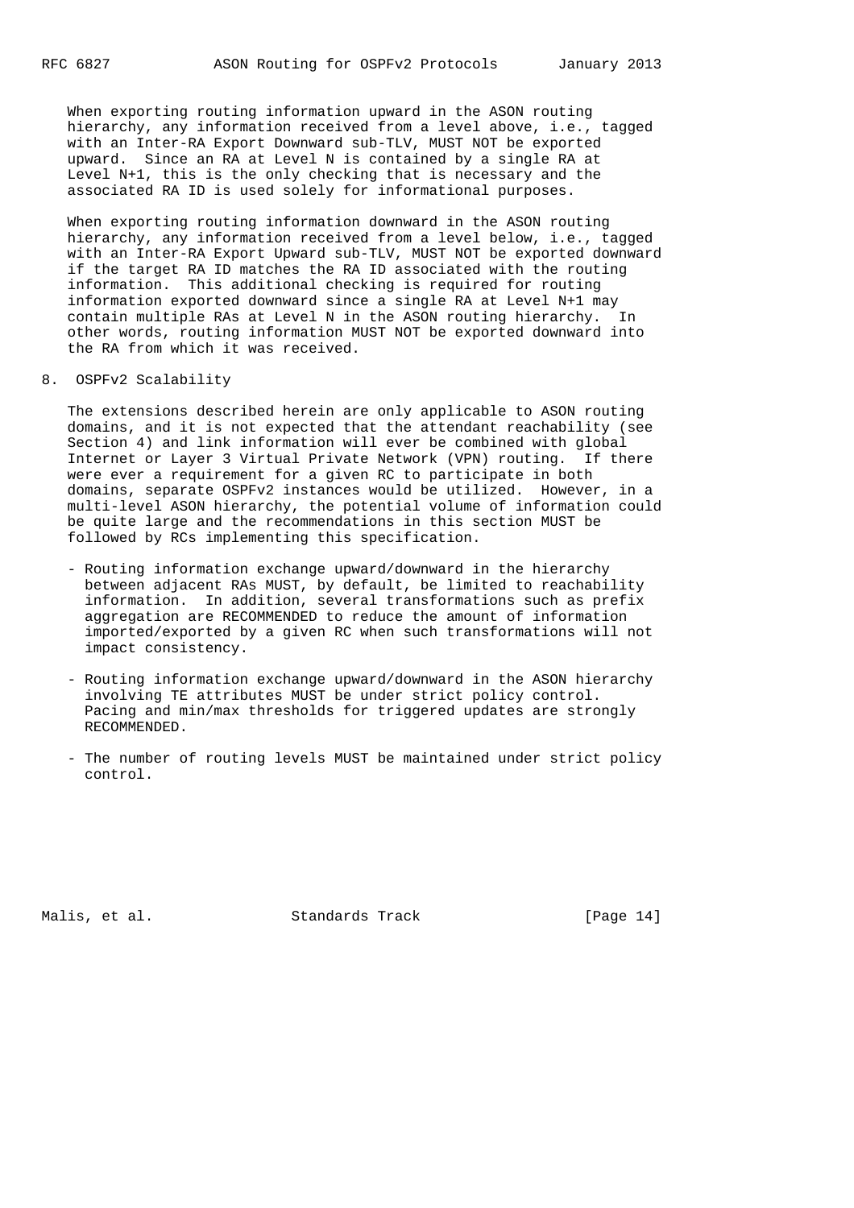When exporting routing information upward in the ASON routing hierarchy, any information received from a level above, i.e., tagged with an Inter-RA Export Downward sub-TLV, MUST NOT be exported upward. Since an RA at Level N is contained by a single RA at Level N+1, this is the only checking that is necessary and the associated RA ID is used solely for informational purposes.

When exporting routing information downward in the ASON routing hierarchy, any information received from a level below, i.e., tagged with an Inter-RA Export Upward sub-TLV, MUST NOT be exported downward if the target RA ID matches the RA ID associated with the routing information. This additional checking is required for routing information exported downward since a single RA at Level N+1 may contain multiple RAs at Level N in the ASON routing hierarchy. In other words, routing information MUST NOT be exported downward into the RA from which it was received.

## 8. OSPFv2 Scalability

The extensions described herein are only applicable to ASON routing domains, and it is not expected that the attendant reachability (see Section 4) and link information will ever be combined with global Internet or Layer 3 Virtual Private Network (VPN) routing. If there were ever a requirement for a given RC to participate in both domains, separate OSPFv2 instances would be utilized. However, in a multi-level ASON hierarchy, the potential volume of information could be quite large and the recommendations in this section MUST be followed by RCs implementing this specification.

- Routing information exchange upward/downward in the hierarchy between adjacent RAs MUST, by default, be limited to reachability information. In addition, several transformations such as prefix aggregation are RECOMMENDED to reduce the amount of information imported/exported by a given RC when such transformations will not impact consistency.
- Routing information exchange upward/downward in the ASON hierarchy involving TE attributes MUST be under strict policy control. Pacing and min/max thresholds for triggered updates are strongly RECOMMENDED.
- The number of routing levels MUST be maintained under strict policy control.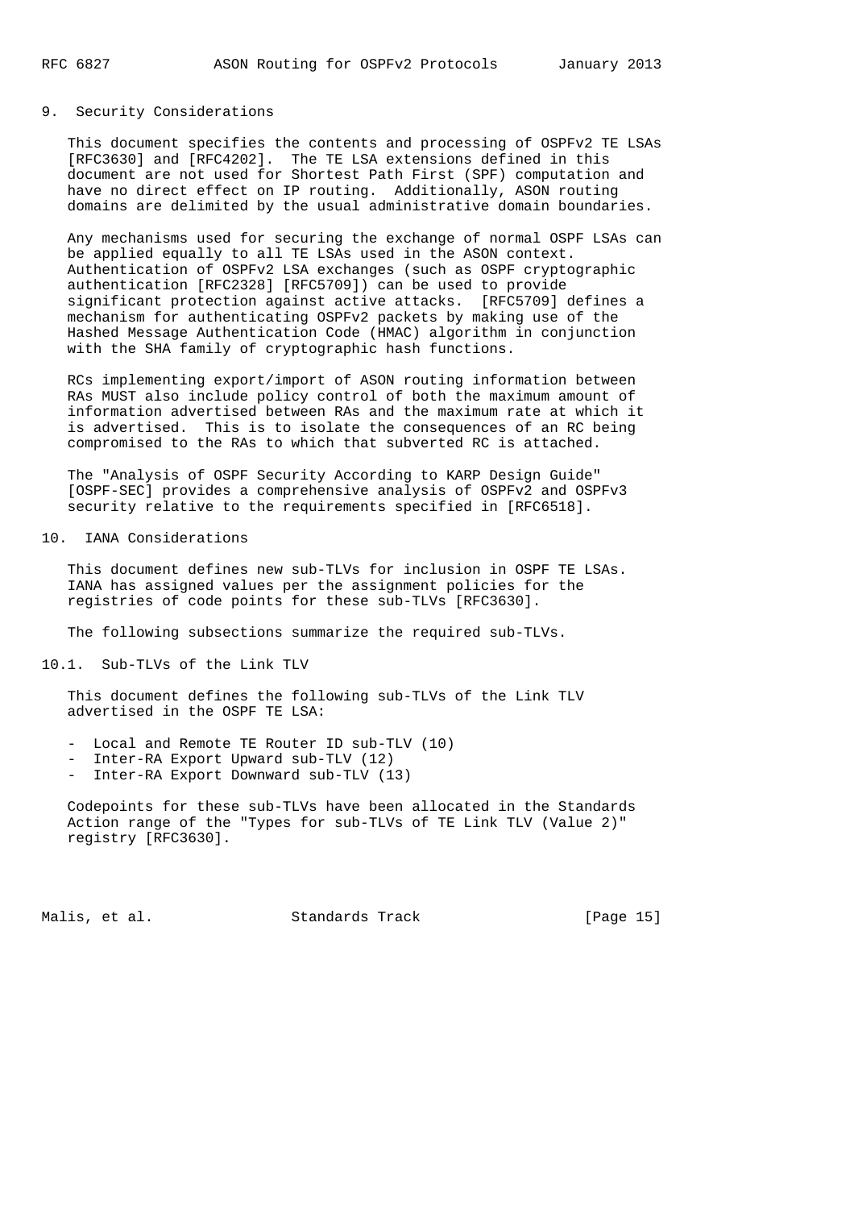## 9. Security Considerations

This document specifies the contents and processing of OSPFv2 TE LSAs [RFC3630] and [RFC4202]. The TE LSA extensions defined in this document are not used for Shortest Path First (SPF) computation and have no direct effect on IP routing. Additionally, ASON routing domains are delimited by the usual administrative domain boundaries.

Any mechanisms used for securing the exchange of normal OSPF LSAs can be applied equally to all TE LSAs used in the ASON context. Authentication of OSPFv2 LSA exchanges (such as OSPF cryptographic authentication [RFC2328] [RFC5709]) can be used to provide significant protection against active attacks. [RFC5709] defines a mechanism for authenticating OSPFv2 packets by making use of the Hashed Message Authentication Code (HMAC) algorithm in conjunction with the SHA family of cryptographic hash functions.

RCs implementing export/import of ASON routing information between RAs MUST also include policy control of both the maximum amount of information advertised between RAs and the maximum rate at which it is advertised. This is to isolate the consequences of an RC being compromised to the RAs to which that subverted RC is attached.

The "Analysis of OSPF Security According to KARP Design Guide" [OSPF-SEC] provides a comprehensive analysis of OSPFv2 and OSPFv3 security relative to the requirements specified in [RFC6518].

## 10. IANA Considerations

This document defines new sub-TLVs for inclusion in OSPF TE LSAs. IANA has assigned values per the assignment policies for the registries of code points for these sub-TLVs [RFC3630].

The following subsections summarize the required sub-TLVs.

### 10.1. Sub-TLVs of the Link TLV

This document defines the following sub-TLVs of the Link TLV advertised in the OSPF TE LSA:

- Local and Remote TE Router ID sub-TLV (10)
- Inter-RA Export Upward sub-TLV (12)
- Inter-RA Export Downward sub-TLV (13)

Codepoints for these sub-TLVs have been allocated in the Standards Action range of the "Types for sub-TLVs of TE Link TLV (Value 2)" registry [RFC3630].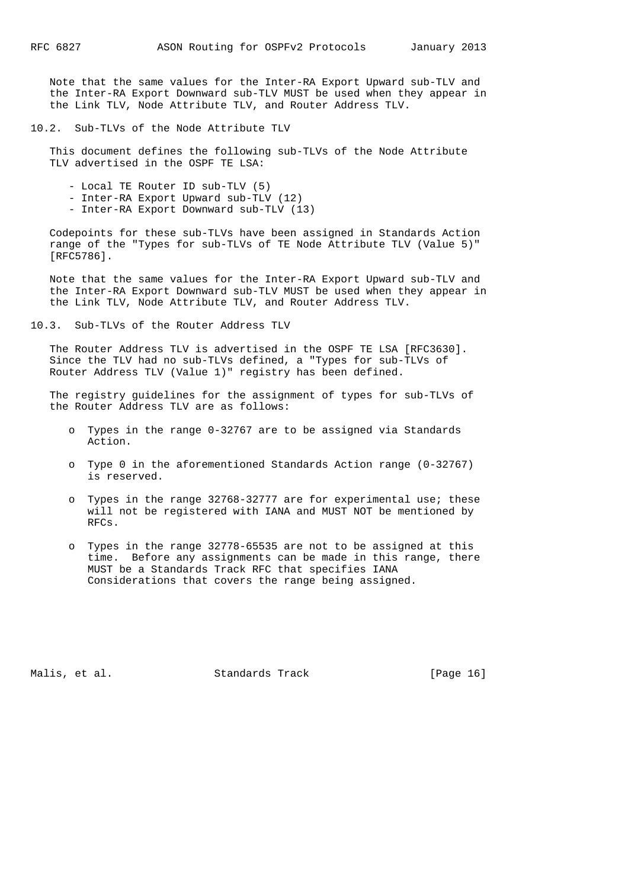Note that the same values for the Inter-RA Export Upward sub-TLV and the Inter-RA Export Downward sub-TLV MUST be used when they appear in the Link TLV, Node Attribute TLV, and Router Address TLV.

## 10.2. Sub-TLVs of the Node Attribute TLV

This document defines the following sub-TLVs of the Node Attribute TLV advertised in the OSPF TE LSA:

- Local TE Router ID sub-TLV (5)
- Inter-RA Export Upward sub-TLV (12)
- Inter-RA Export Downward sub-TLV (13)

Codepoints for these sub-TLVs have been assigned in Standards Action range of the "Types for sub-TLVs of TE Node Attribute TLV (Value 5)" [RFC5786].

Note that the same values for the Inter-RA Export Upward sub-TLV and the Inter-RA Export Downward sub-TLV MUST be used when they appear in the Link TLV, Node Attribute TLV, and Router Address TLV.

## 10.3. Sub-TLVs of the Router Address TLV

The Router Address TLV is advertised in the OSPF TE LSA [RFC3630]. Since the TLV had no sub-TLVs defined, a "Types for sub-TLVs of Router Address TLV (Value 1)" registry has been defined.

The registry guidelines for the assignment of types for sub-TLVs of the Router Address TLV are as follows:

- Types in the range 0-32767 are to be assigned via Standards Action.
- Type 0 in the aforementioned Standards Action range (0-32767) is reserved.
- Types in the range 32768-32777 are for experimental use; these will not be registered with IANA and MUST NOT be mentioned by RFCs.
- Types in the range 32778-65535 are not to be assigned at this time. Before any assignments can be made in this range, there MUST be a Standards Track RFC that specifies IANA Considerations that covers the range being assigned.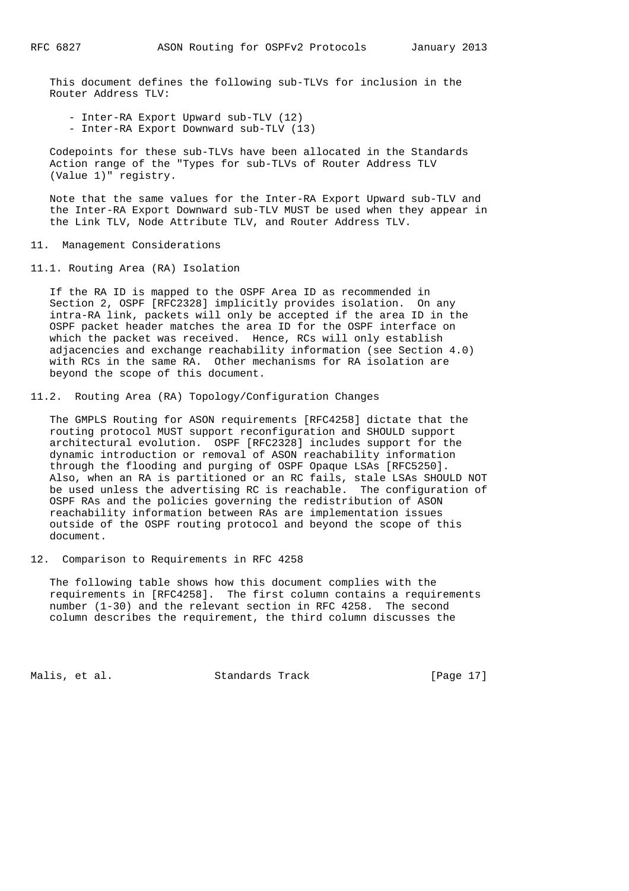This document defines the following sub-TLVs for inclusion in the Router Address TLV:

- Inter-RA Export Upward sub-TLV (12)
- Inter-RA Export Downward sub-TLV (13)

Codepoints for these sub-TLVs have been allocated in the Standards Action range of the "Types for sub-TLVs of Router Address TLV (Value 1)" registry.

Note that the same values for the Inter-RA Export Upward sub-TLV and the Inter-RA Export Downward sub-TLV MUST be used when they appear in the Link TLV, Node Attribute TLV, and Router Address TLV.

## 11. Management Considerations

### 11.1. Routing Area (RA) Isolation

If the RA ID is mapped to the OSPF Area ID as recommended in Section 2, OSPF [RFC2328] implicitly provides isolation. On any intra-RA link, packets will only be accepted if the area ID in the OSPF packet header matches the area ID for the OSPF interface on which the packet was received. Hence, RCs will only establish adjacencies and exchange reachability information (see Section 4.0) with RCs in the same RA. Other mechanisms for RA isolation are beyond the scope of this document.

### 11.2. Routing Area (RA) Topology/Configuration Changes

The GMPLS Routing for ASON requirements [RFC4258] dictate that the routing protocol MUST support reconfiguration and SHOULD support architectural evolution. OSPF [RFC2328] includes support for the dynamic introduction or removal of ASON reachability information through the flooding and purging of OSPF Opaque LSAs [RFC5250]. Also, when an RA is partitioned or an RC fails, stale LSAs SHOULD NOT be used unless the advertising RC is reachable. The configuration of OSPF RAs and the policies governing the redistribution of ASON reachability information between RAs are implementation issues outside of the OSPF routing protocol and beyond the scope of this document.

## 12. Comparison to Requirements in RFC 4258

The following table shows how this document complies with the requirements in [RFC4258]. The first column contains a requirements number (1-30) and the relevant section in RFC 4258. The second column describes the requirement, the third column discusses the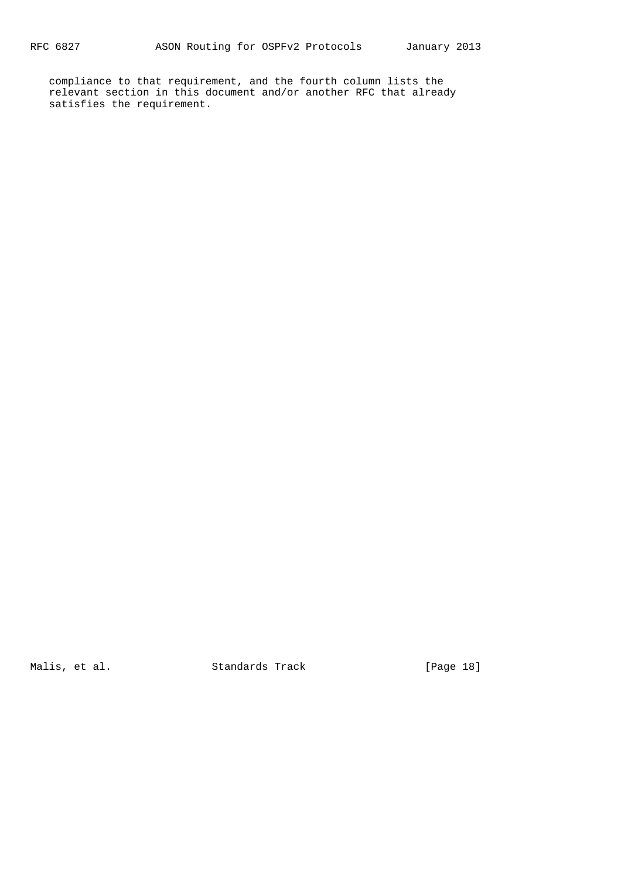compliance to that requirement, and the fourth column lists the relevant section in this document and/or another RFC that already satisfies the requirement.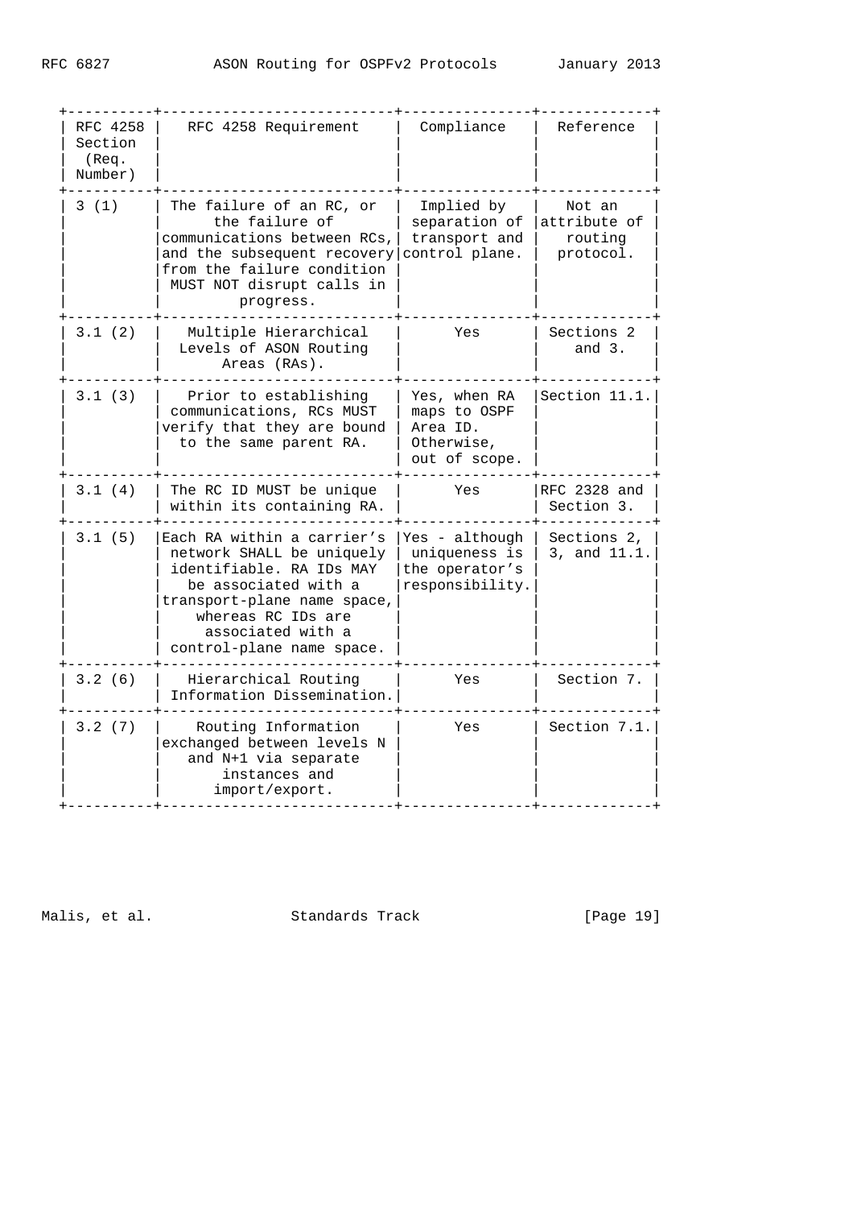| RFC 4258 Section (Req. Number) | RFC 4258 Requirement | Compliance | Reference |
|---|---|---|---|
| 3 (1) | The failure of an RC, or the failure of communications between RCs, and the subsequent recovery from the failure condition MUST NOT disrupt calls in progress. | Implied by separation of transport and control plane. | Not an attribute of routing protocol. |
| 3.1 (2) | Multiple Hierarchical Levels of ASON Routing Areas (RAs). | Yes | Sections 2 and 3. |
| 3.1 (3) | Prior to establishing communications, RCs MUST verify that they are bound to the same parent RA. | Yes, when RA maps to OSPF Area ID. Otherwise, out of scope. | Section 11.1. |
| 3.1 (4) | The RC ID MUST be unique within its containing RA. | Yes | RFC 2328 and Section 3. |
| 3.1 (5) | Each RA within a carrier's network SHALL be uniquely identifiable. RA IDs MAY be associated with a transport-plane name space, whereas RC IDs are associated with a control-plane name space. | Yes - although uniqueness is the operator's responsibility. | Sections 2, 3, and 11.1. |
| 3.2 (6) | Hierarchical Routing Information Dissemination. | Yes | Section 7. |
| 3.2 (7) | Routing Information exchanged between levels N and N+1 via separate instances and import/export. | Yes | Section 7.1. |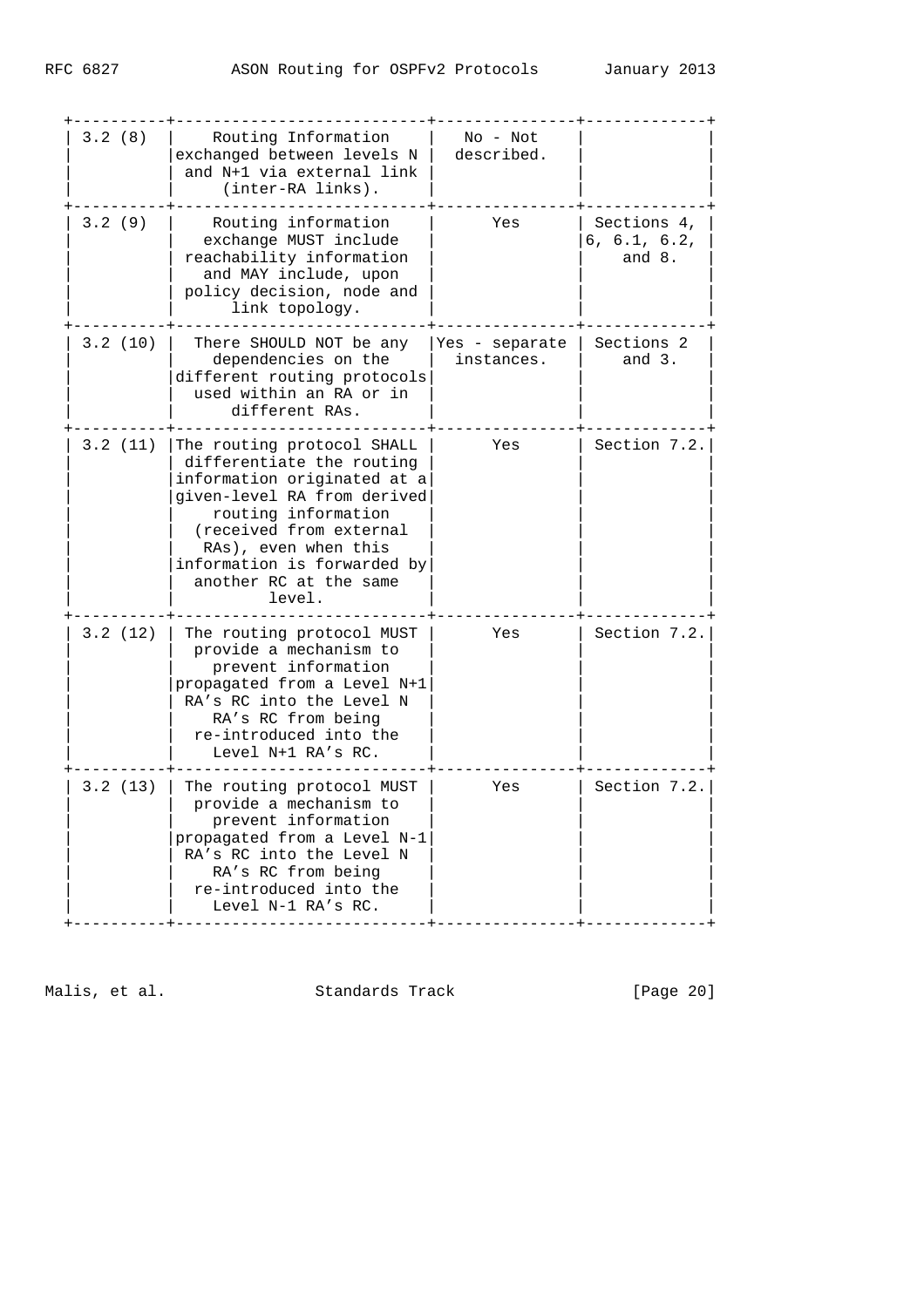| 3.2 (8) | Routing Information exchanged between levels N and N+1 via external link (inter-RA links). | No - Not described. | |
|---|---|---|---|
| 3.2 (9) | Routing information exchange MUST include reachability information and MAY include, upon policy decision, node and link topology. | Yes | Sections 4, 6, 6.1, 6.2, and 8. |
| 3.2 (10) | There SHOULD NOT be any dependencies on the different routing protocols used within an RA or in different RAs. | Yes - separate instances. | Sections 2 and 3. |
| 3.2 (11) | The routing protocol SHALL differentiate the routing information originated at a given-level RA from derived routing information (received from external RAs), even when this information is forwarded by another RC at the same level. | Yes | Section 7.2. |
| 3.2 (12) | The routing protocol MUST provide a mechanism to prevent information propagated from a Level N+1 RA's RC into the Level N RA's RC from being re-introduced into the Level N+1 RA's RC. | Yes | Section 7.2. |
| 3.2 (13) | The routing protocol MUST provide a mechanism to prevent information propagated from a Level N-1 RA's RC into the Level N RA's RC from being re-introduced into the Level N-1 RA's RC. | Yes | Section 7.2. |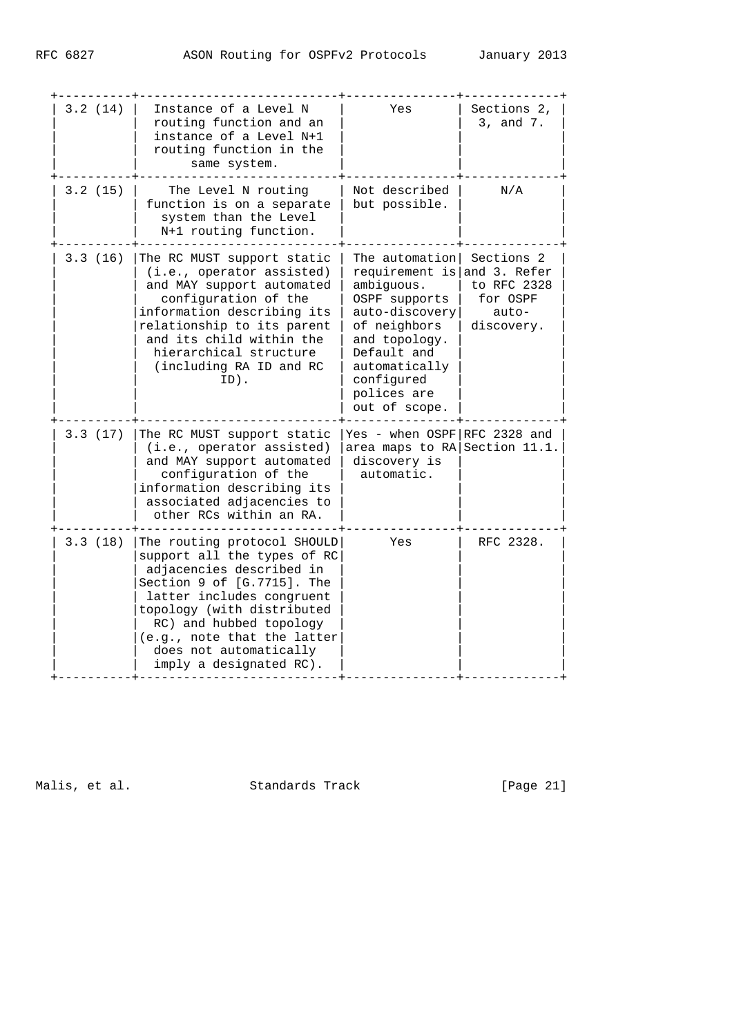| | | | |
|---|---|---|---|
| 3.2 (14) | Instance of a Level N routing function and an instance of a Level N+1 routing function in the same system. | Yes | Sections 2, 3, and 7. |
| 3.2 (15) | The Level N routing function is on a separate system than the Level N+1 routing function. | Not described but possible. | N/A |
| 3.3 (16) | The RC MUST support static (i.e., operator assisted) and MAY support automated configuration of the information describing its relationship to its parent and its child within the hierarchical structure (including RA ID and RC ID). | The automation requirement is ambiguous. OSPF supports auto-discovery of neighbors and topology. Default and automatically configured polices are out of scope. | Sections 2 and 3. Refer to RFC 2328 for OSPF auto-discovery. |
| 3.3 (17) | The RC MUST support static (i.e., operator assisted) and MAY support automated configuration of the information describing its associated adjacencies to other RCs within an RA. | Yes - when OSPF area maps to RA discovery is automatic. | RFC 2328 and Section 11.1. |
| 3.3 (18) | The routing protocol SHOULD support all the types of RC adjacencies described in Section 9 of [G.7715]. The latter includes congruent topology (with distributed RC) and hubbed topology (e.g., note that the latter does not automatically imply a designated RC). | Yes | RFC 2328. |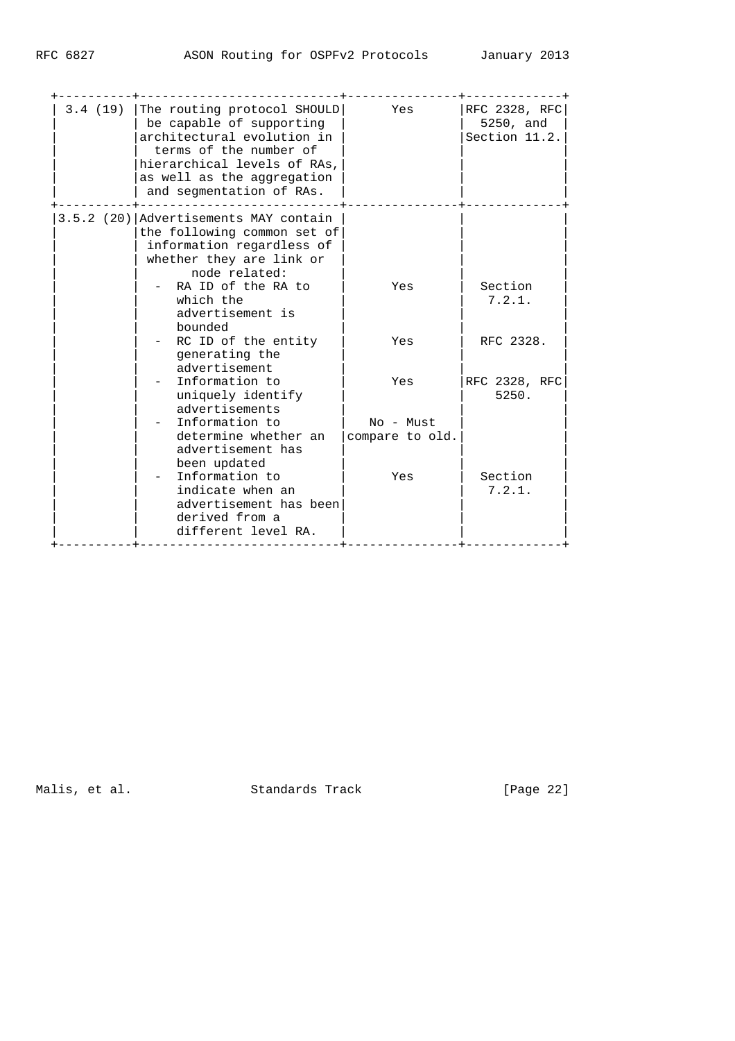| | | | |
|---|---|---|---|
| 3.4 (19) | The routing protocol SHOULD be capable of supporting architectural evolution in terms of the number of hierarchical levels of RAs, as well as the aggregation and segmentation of RAs. | Yes | RFC 2328, RFC 5250, and Section 11.2. |
| 3.5.2 (20) | Advertisements MAY contain the following common set of information regardless of whether they are link or node related: | | |
| | - RA ID of the RA to which the advertisement is bounded | Yes | Section 7.2.1. |
| | - RC ID of the entity generating the advertisement | Yes | RFC 2328. |
| | - Information to uniquely identify advertisements | Yes | RFC 2328, RFC 5250. |
| | - Information to determine whether an advertisement has been updated | No - Must compare to old. | |
| | - Information to indicate when an advertisement has been derived from a different level RA. | Yes | Section 7.2.1. |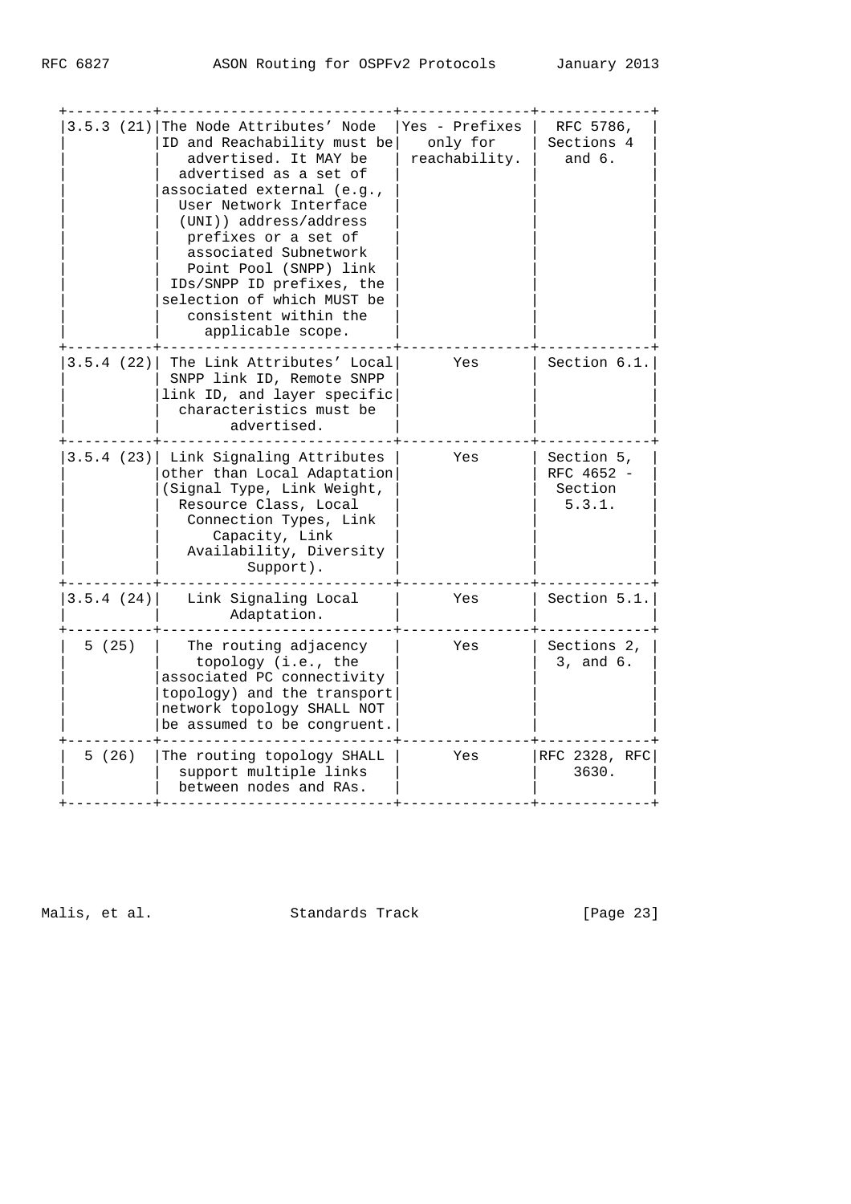| | | | |
|---|---|---|---|
| 3.5.3 (21) | The Node Attributes' Node ID and Reachability must be advertised. It MAY be advertised as a set of associated external (e.g., User Network Interface (UNI)) address/address prefixes or a set of associated Subnetwork Point Pool (SNPP) link IDs/SNPP ID prefixes, the selection of which MUST be consistent within the applicable scope. | Yes - Prefixes only for reachability. | RFC 5786, Sections 4 and 6. |
| 3.5.4 (22) | The Link Attributes' Local SNPP link ID, Remote SNPP link ID, and layer specific characteristics must be advertised. | Yes | Section 6.1. |
| 3.5.4 (23) | Link Signaling Attributes other than Local Adaptation (Signal Type, Link Weight, Resource Class, Local Connection Types, Link Capacity, Link Availability, Diversity Support). | Yes | Section 5, RFC 4652 - Section 5.3.1. |
| 3.5.4 (24) | Link Signaling Local Adaptation. | Yes | Section 5.1. |
| 5 (25) | The routing adjacency topology (i.e., the associated PC connectivity topology) and the transport network topology SHALL NOT be assumed to be congruent. | Yes | Sections 2, 3, and 6. |
| 5 (26) | The routing topology SHALL support multiple links between nodes and RAs. | Yes | RFC 2328, RFC 3630. |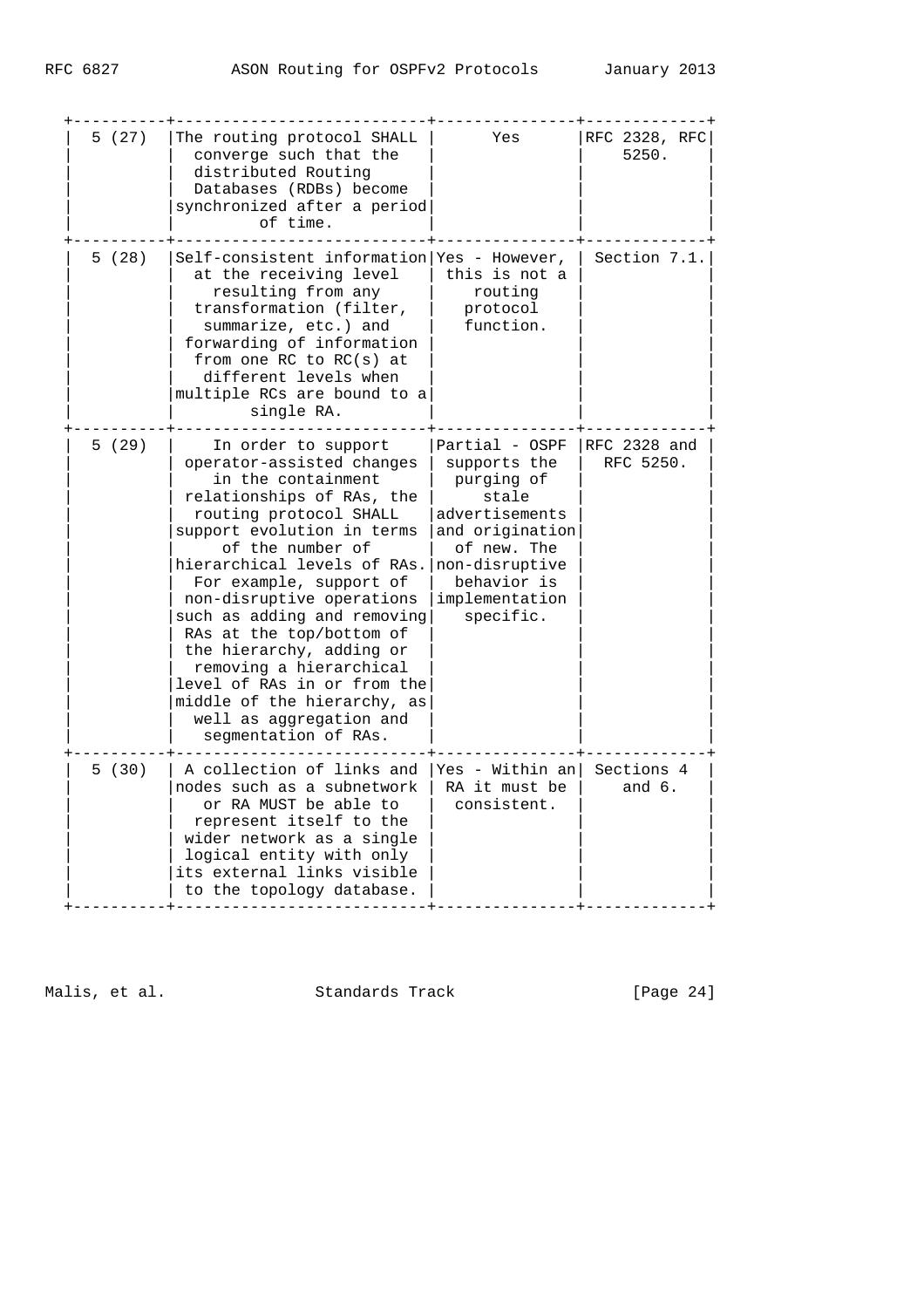| | | | |
|---|---|---|---|
| 5 (27) | The routing protocol SHALL converge such that the distributed Routing Databases (RDBs) become synchronized after a period of time. | Yes | RFC 2328, RFC 5250. |
| 5 (28) | Self-consistent information at the receiving level resulting from any transformation (filter, summarize, etc.) and forwarding of information from one RC to RC(s) at different levels when multiple RCs are bound to a single RA. | Yes - However, this is not a routing protocol function. | Section 7.1. |
| 5 (29) | In order to support operator-assisted changes in the containment relationships of RAs, the routing protocol SHALL support evolution in terms of the number of hierarchical levels of RAs. For example, support of non-disruptive operations such as adding and removing RAs at the top/bottom of the hierarchy, adding or removing a hierarchical level of RAs in or from the middle of the hierarchy, as well as aggregation and segmentation of RAs. | Partial - OSPF supports the purging of stale advertisements and origination of new. The non-disruptive behavior is implementation specific. | RFC 2328 and RFC 5250. |
| 5 (30) | A collection of links and nodes such as a subnetwork or RA MUST be able to represent itself to the wider network as a single logical entity with only its external links visible to the topology database. | Yes - Within an RA it must be consistent. | Sections 4 and 6. |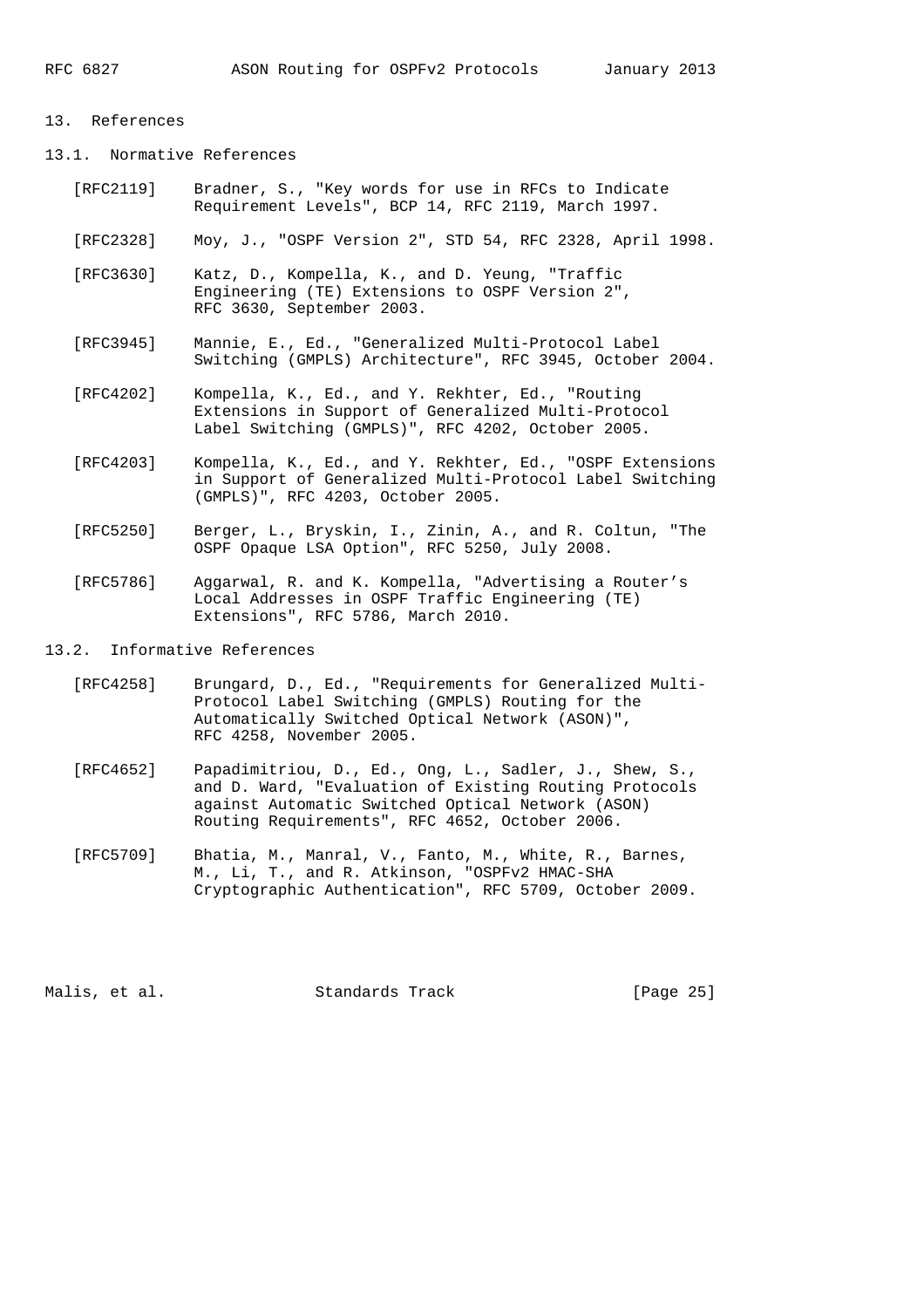# 13. References

## 13.1. Normative References

[RFC2119] Bradner, S., "Key words for use in RFCs to Indicate Requirement Levels", BCP 14, RFC 2119, March 1997.

[RFC2328] Moy, J., "OSPF Version 2", STD 54, RFC 2328, April 1998.

[RFC3630] Katz, D., Kompella, K., and D. Yeung, "Traffic Engineering (TE) Extensions to OSPF Version 2", RFC 3630, September 2003.

[RFC3945] Mannie, E., Ed., "Generalized Multi-Protocol Label Switching (GMPLS) Architecture", RFC 3945, October 2004.

[RFC4202] Kompella, K., Ed., and Y. Rekhter, Ed., "Routing Extensions in Support of Generalized Multi-Protocol Label Switching (GMPLS)", RFC 4202, October 2005.

[RFC4203] Kompella, K., Ed., and Y. Rekhter, Ed., "OSPF Extensions in Support of Generalized Multi-Protocol Label Switching (GMPLS)", RFC 4203, October 2005.

[RFC5250] Berger, L., Bryskin, I., Zinin, A., and R. Coltun, "The OSPF Opaque LSA Option", RFC 5250, July 2008.

[RFC5786] Aggarwal, R. and K. Kompella, "Advertising a Router's Local Addresses in OSPF Traffic Engineering (TE) Extensions", RFC 5786, March 2010.

## 13.2. Informative References

[RFC4258] Brungard, D., Ed., "Requirements for Generalized Multi-Protocol Label Switching (GMPLS) Routing for the Automatically Switched Optical Network (ASON)", RFC 4258, November 2005.

[RFC4652] Papadimitriou, D., Ed., Ong, L., Sadler, J., Shew, S., and D. Ward, "Evaluation of Existing Routing Protocols against Automatic Switched Optical Network (ASON) Routing Requirements", RFC 4652, October 2006.

[RFC5709] Bhatia, M., Manral, V., Fanto, M., White, R., Barnes, M., Li, T., and R. Atkinson, "OSPFv2 HMAC-SHA Cryptographic Authentication", RFC 5709, October 2009.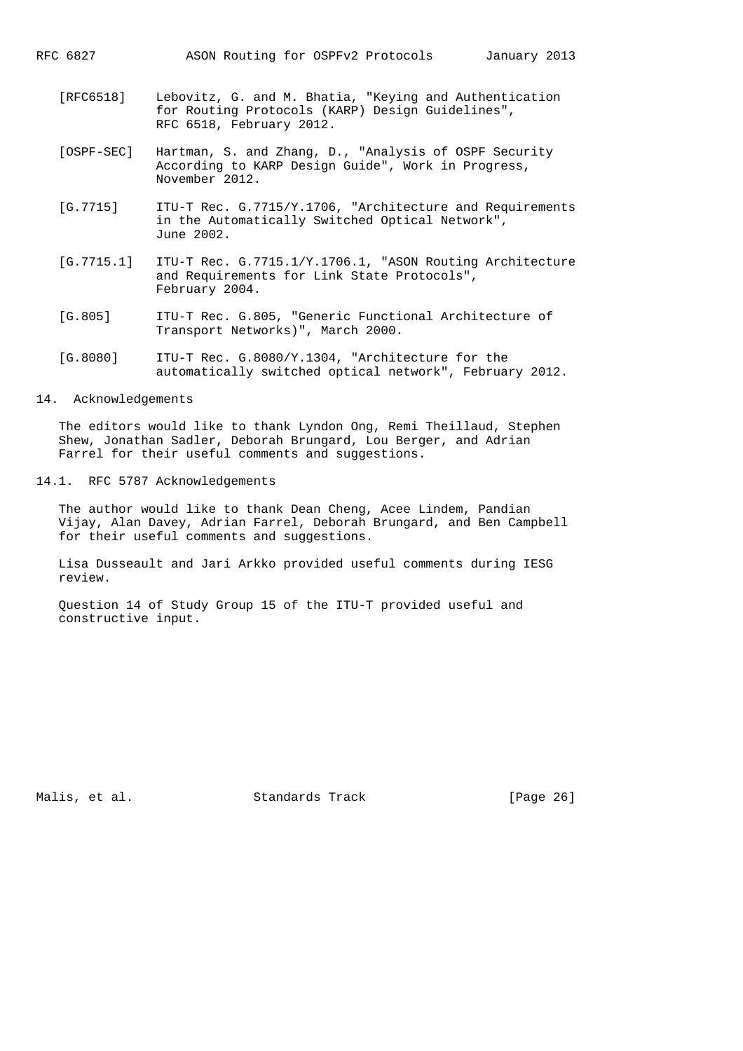[RFC6518] Lebovitz, G. and M. Bhatia, "Keying and Authentication for Routing Protocols (KARP) Design Guidelines", RFC 6518, February 2012.

[OSPF-SEC] Hartman, S. and Zhang, D., "Analysis of OSPF Security According to KARP Design Guide", Work in Progress, November 2012.

[G.7715] ITU-T Rec. G.7715/Y.1706, "Architecture and Requirements in the Automatically Switched Optical Network", June 2002.

[G.7715.1] ITU-T Rec. G.7715.1/Y.1706.1, "ASON Routing Architecture and Requirements for Link State Protocols", February 2004.

[G.805] ITU-T Rec. G.805, "Generic Functional Architecture of Transport Networks)", March 2000.

[G.8080] ITU-T Rec. G.8080/Y.1304, "Architecture for the automatically switched optical network", February 2012.

## 14. Acknowledgements

The editors would like to thank Lyndon Ong, Remi Theillaud, Stephen Shew, Jonathan Sadler, Deborah Brungard, Lou Berger, and Adrian Farrel for their useful comments and suggestions.

### 14.1. RFC 5787 Acknowledgements

The author would like to thank Dean Cheng, Acee Lindem, Pandian Vijay, Alan Davey, Adrian Farrel, Deborah Brungard, and Ben Campbell for their useful comments and suggestions.

Lisa Dusseault and Jari Arkko provided useful comments during IESG review.

Question 14 of Study Group 15 of the ITU-T provided useful and constructive input.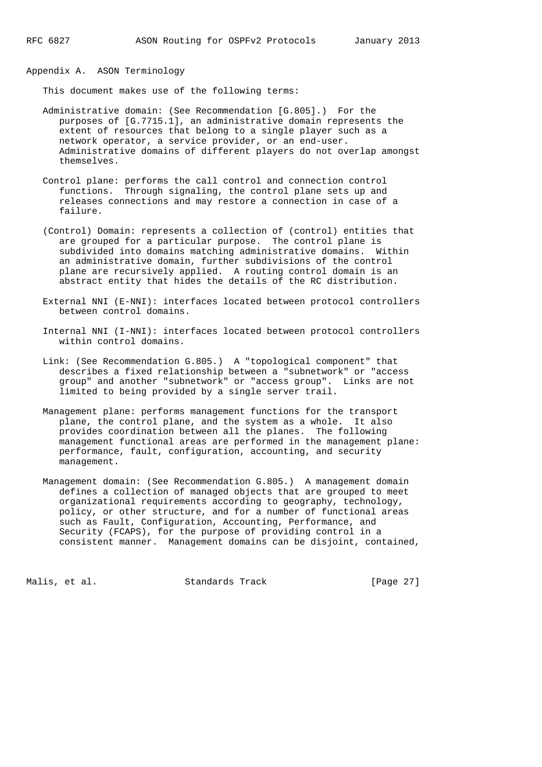## Appendix A. ASON Terminology

This document makes use of the following terms:

Administrative domain: (See Recommendation [G.805].) For the purposes of [G.7715.1], an administrative domain represents the extent of resources that belong to a single player such as a network operator, a service provider, or an end-user. Administrative domains of different players do not overlap amongst themselves.

Control plane: performs the call control and connection control functions. Through signaling, the control plane sets up and releases connections and may restore a connection in case of a failure.

(Control) Domain: represents a collection of (control) entities that are grouped for a particular purpose. The control plane is subdivided into domains matching administrative domains. Within an administrative domain, further subdivisions of the control plane are recursively applied. A routing control domain is an abstract entity that hides the details of the RC distribution.

External NNI (E-NNI): interfaces located between protocol controllers between control domains.

Internal NNI (I-NNI): interfaces located between protocol controllers within control domains.

Link: (See Recommendation G.805.) A "topological component" that describes a fixed relationship between a "subnetwork" or "access group" and another "subnetwork" or "access group". Links are not limited to being provided by a single server trail.

Management plane: performs management functions for the transport plane, the control plane, and the system as a whole. It also provides coordination between all the planes. The following management functional areas are performed in the management plane: performance, fault, configuration, accounting, and security management.

Management domain: (See Recommendation G.805.) A management domain defines a collection of managed objects that are grouped to meet organizational requirements according to geography, technology, policy, or other structure, and for a number of functional areas such as Fault, Configuration, Accounting, Performance, and Security (FCAPS), for the purpose of providing control in a consistent manner. Management domains can be disjoint, contained,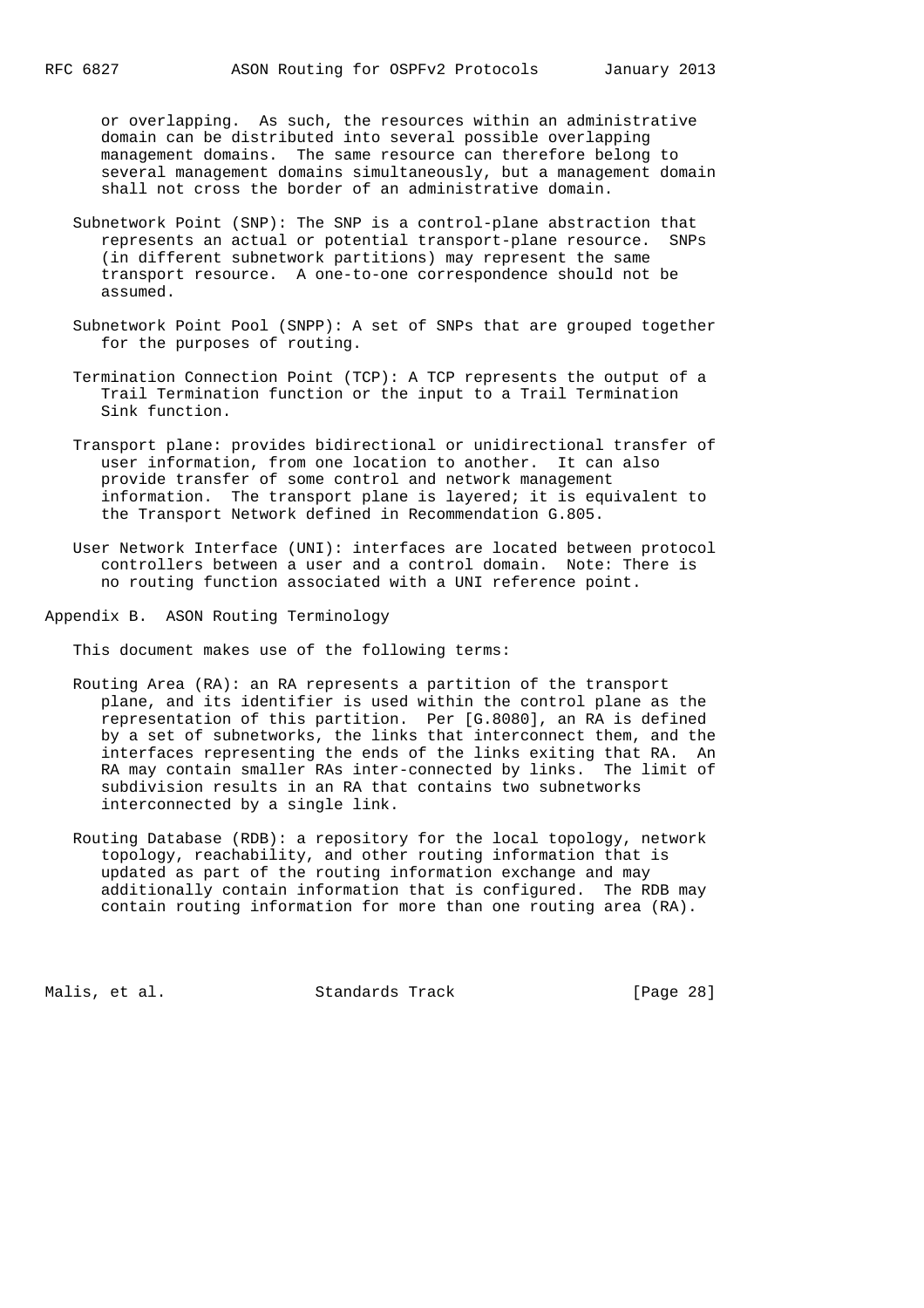or overlapping. As such, the resources within an administrative domain can be distributed into several possible overlapping management domains. The same resource can therefore belong to several management domains simultaneously, but a management domain shall not cross the border of an administrative domain.

Subnetwork Point (SNP): The SNP is a control-plane abstraction that represents an actual or potential transport-plane resource. SNPs (in different subnetwork partitions) may represent the same transport resource. A one-to-one correspondence should not be assumed.

Subnetwork Point Pool (SNPP): A set of SNPs that are grouped together for the purposes of routing.

Termination Connection Point (TCP): A TCP represents the output of a Trail Termination function or the input to a Trail Termination Sink function.

Transport plane: provides bidirectional or unidirectional transfer of user information, from one location to another. It can also provide transfer of some control and network management information. The transport plane is layered; it is equivalent to the Transport Network defined in Recommendation G.805.

User Network Interface (UNI): interfaces are located between protocol controllers between a user and a control domain. Note: There is no routing function associated with a UNI reference point.

## Appendix B. ASON Routing Terminology

This document makes use of the following terms:

Routing Area (RA): an RA represents a partition of the transport plane, and its identifier is used within the control plane as the representation of this partition. Per [G.8080], an RA is defined by a set of subnetworks, the links that interconnect them, and the interfaces representing the ends of the links exiting that RA. An RA may contain smaller RAs inter-connected by links. The limit of subdivision results in an RA that contains two subnetworks interconnected by a single link.

Routing Database (RDB): a repository for the local topology, network topology, reachability, and other routing information that is updated as part of the routing information exchange and may additionally contain information that is configured. The RDB may contain routing information for more than one routing area (RA).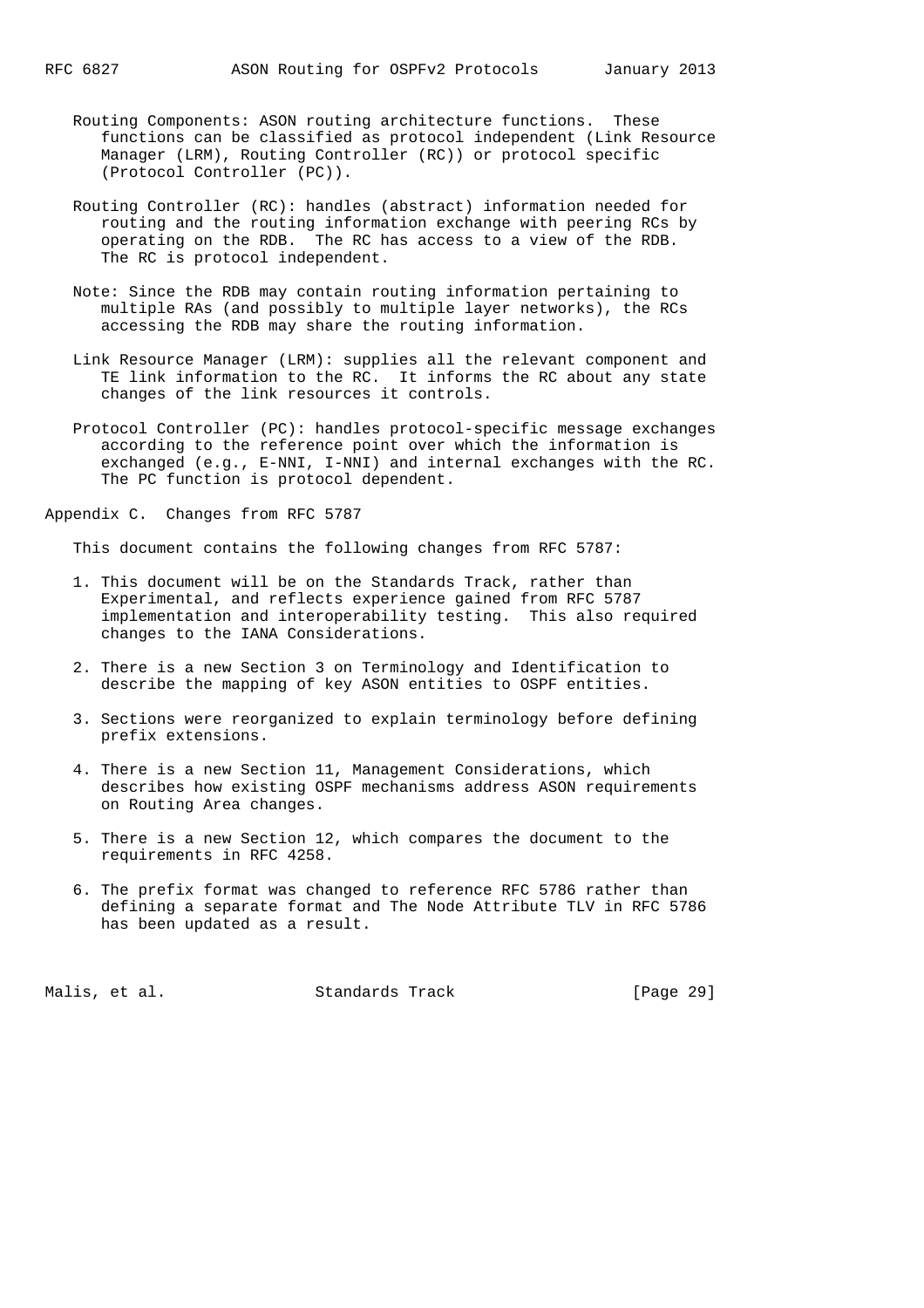Routing Components: ASON routing architecture functions. These functions can be classified as protocol independent (Link Resource Manager (LRM), Routing Controller (RC)) or protocol specific (Protocol Controller (PC)).

Routing Controller (RC): handles (abstract) information needed for routing and the routing information exchange with peering RCs by operating on the RDB. The RC has access to a view of the RDB. The RC is protocol independent.

Note: Since the RDB may contain routing information pertaining to multiple RAs (and possibly to multiple layer networks), the RCs accessing the RDB may share the routing information.

Link Resource Manager (LRM): supplies all the relevant component and TE link information to the RC. It informs the RC about any state changes of the link resources it controls.

Protocol Controller (PC): handles protocol-specific message exchanges according to the reference point over which the information is exchanged (e.g., E-NNI, I-NNI) and internal exchanges with the RC. The PC function is protocol dependent.

# Appendix C. Changes from RFC 5787

This document contains the following changes from RFC 5787:

1. This document will be on the Standards Track, rather than Experimental, and reflects experience gained from RFC 5787 implementation and interoperability testing. This also required changes to the IANA Considerations.

2. There is a new Section 3 on Terminology and Identification to describe the mapping of key ASON entities to OSPF entities.

3. Sections were reorganized to explain terminology before defining prefix extensions.

4. There is a new Section 11, Management Considerations, which describes how existing OSPF mechanisms address ASON requirements on Routing Area changes.

5. There is a new Section 12, which compares the document to the requirements in RFC 4258.

6. The prefix format was changed to reference RFC 5786 rather than defining a separate format and The Node Attribute TLV in RFC 5786 has been updated as a result.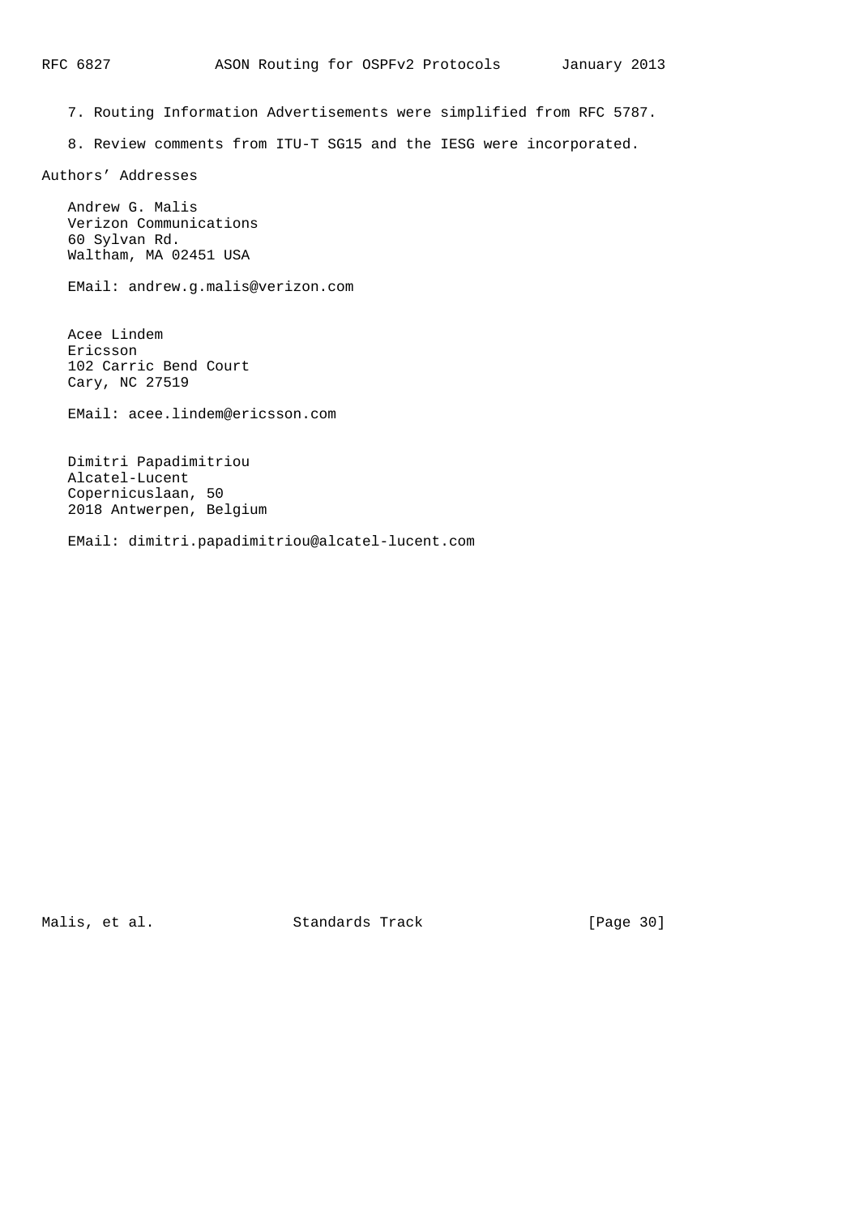7. Routing Information Advertisements were simplified from RFC 5787.

8. Review comments from ITU-T SG15 and the IESG were incorporated.

## Authors' Addresses

Andrew G. Malis
Verizon Communications
60 Sylvan Rd.
Waltham, MA 02451 USA

EMail: andrew.g.malis@verizon.com

Acee Lindem
Ericsson
102 Carric Bend Court
Cary, NC 27519

EMail: acee.lindem@ericsson.com

Dimitri Papadimitriou
Alcatel-Lucent
Copernicuslaan, 50
2018 Antwerpen, Belgium

EMail: dimitri.papadimitriou@alcatel-lucent.com